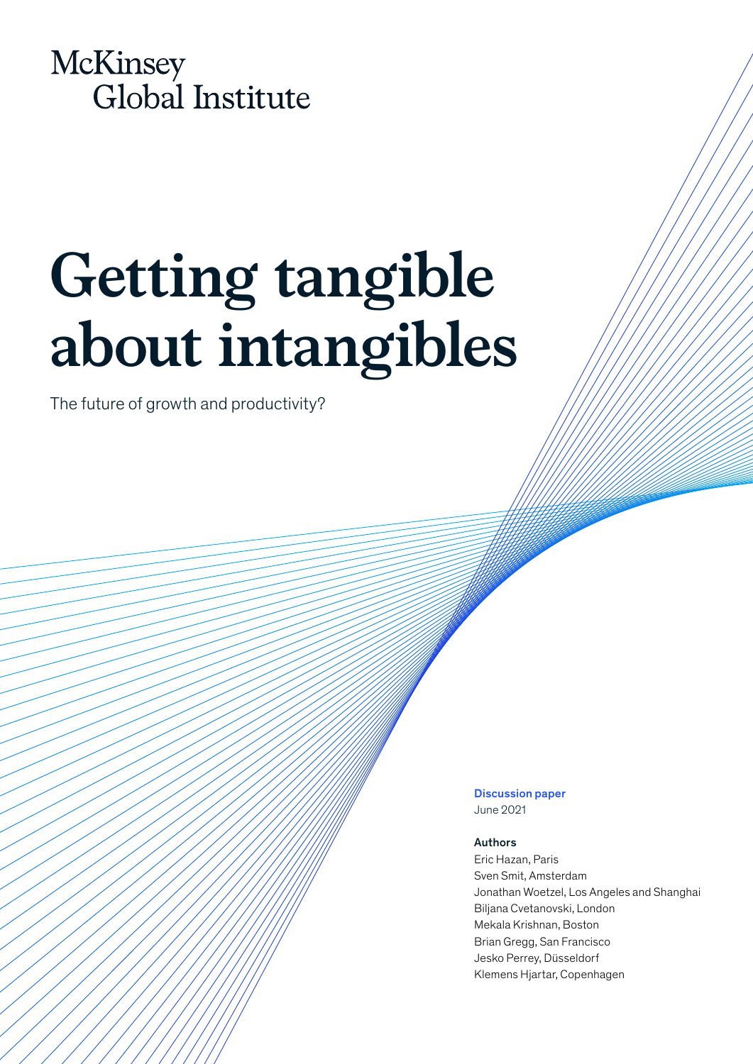McKinsey Global Institute

# Getting tangible about intangibles

The future of growth and productivity?

**Discussion paper**
June 2021

**Authors**
Eric Hazan, Paris
Sven Smit, Amsterdam
Jonathan Woetzel, Los Angeles and Shanghai
Biljana Cvetanovski, London
Mekala Krishnan, Boston
Brian Gregg, San Francisco
Jesko Perrey, Düsseldorf
Klemens Hjartar, Copenhagen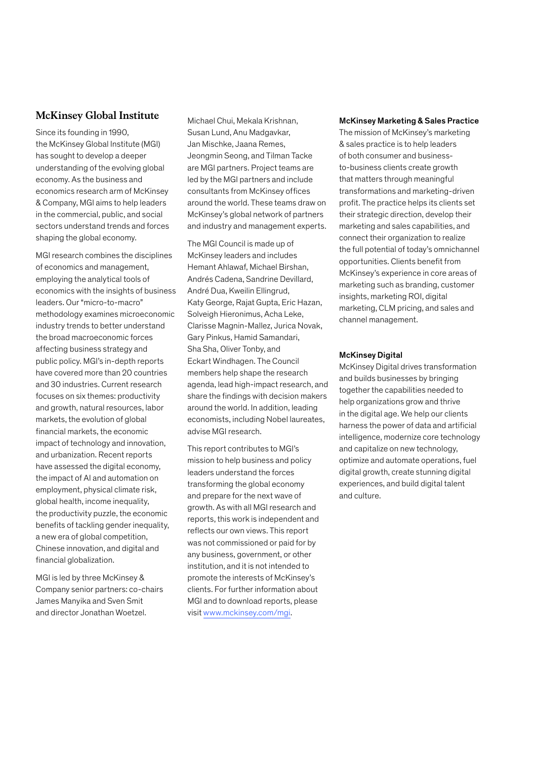## McKinsey Global Institute

Since its founding in 1990, the McKinsey Global Institute (MGI) has sought to develop a deeper understanding of the evolving global economy. As the business and economics research arm of McKinsey & Company, MGI aims to help leaders in the commercial, public, and social sectors understand trends and forces shaping the global economy.

MGI research combines the disciplines of economics and management, employing the analytical tools of economics with the insights of business leaders. Our "micro-to-macro" methodology examines microeconomic industry trends to better understand the broad macroeconomic forces affecting business strategy and public policy. MGI's in-depth reports have covered more than 20 countries and 30 industries. Current research focuses on six themes: productivity and growth, natural resources, labor markets, the evolution of global financial markets, the economic impact of technology and innovation, and urbanization. Recent reports have assessed the digital economy, the impact of AI and automation on employment, physical climate risk, global health, income inequality, the productivity puzzle, the economic benefits of tackling gender inequality, a new era of global competition, Chinese innovation, and digital and financial globalization.

MGI is led by three McKinsey & Company senior partners: co-chairs James Manyika and Sven Smit and director Jonathan Woetzel. Michael Chui, Mekala Krishnan, Susan Lund, Anu Madgavkar, Jan Mischke, Jaana Remes, Jeongmin Seong, and Tilman Tacke are MGI partners. Project teams are led by the MGI partners and include consultants from McKinsey offices around the world. These teams draw on McKinsey's global network of partners and industry and management experts.

The MGI Council is made up of McKinsey leaders and includes Hemant Ahlawaf, Michael Birshan, Andrés Cadena, Sandrine Devillard, André Dua, Kweilin Ellingrud, Katy George, Rajat Gupta, Eric Hazan, Solveigh Hieronimus, Acha Leke, Clarisse Magnin-Mallez, Jurica Novak, Gary Pinkus, Hamid Samandari, Sha Sha, Oliver Tonby, and Eckart Windhagen. The Council members help shape the research agenda, lead high-impact research, and share the findings with decision makers around the world. In addition, leading economists, including Nobel laureates, advise MGI research.

This report contributes to MGI's mission to help business and policy leaders understand the forces transforming the global economy and prepare for the next wave of growth. As with all MGI research and reports, this work is independent and reflects our own views. This report was not commissioned or paid for by any business, government, or other institution, and it is not intended to promote the interests of McKinsey's clients. For further information about MGI and to download reports, please visit www.mckinsey.com/mgi.

**McKinsey Marketing & Sales Practice**

The mission of McKinsey's marketing & sales practice is to help leaders of both consumer and business-to-business clients create growth that matters through meaningful transformations and marketing-driven profit. The practice helps its clients set their strategic direction, develop their marketing and sales capabilities, and connect their organization to realize the full potential of today's omnichannel opportunities. Clients benefit from McKinsey's experience in core areas of marketing such as branding, customer insights, marketing ROI, digital marketing, CLM pricing, and sales and channel management.

**McKinsey Digital**

McKinsey Digital drives transformation and builds businesses by bringing together the capabilities needed to help organizations grow and thrive in the digital age. We help our clients harness the power of data and artificial intelligence, modernize core technology and capitalize on new technology, optimize and automate operations, fuel digital growth, create stunning digital experiences, and build digital talent and culture.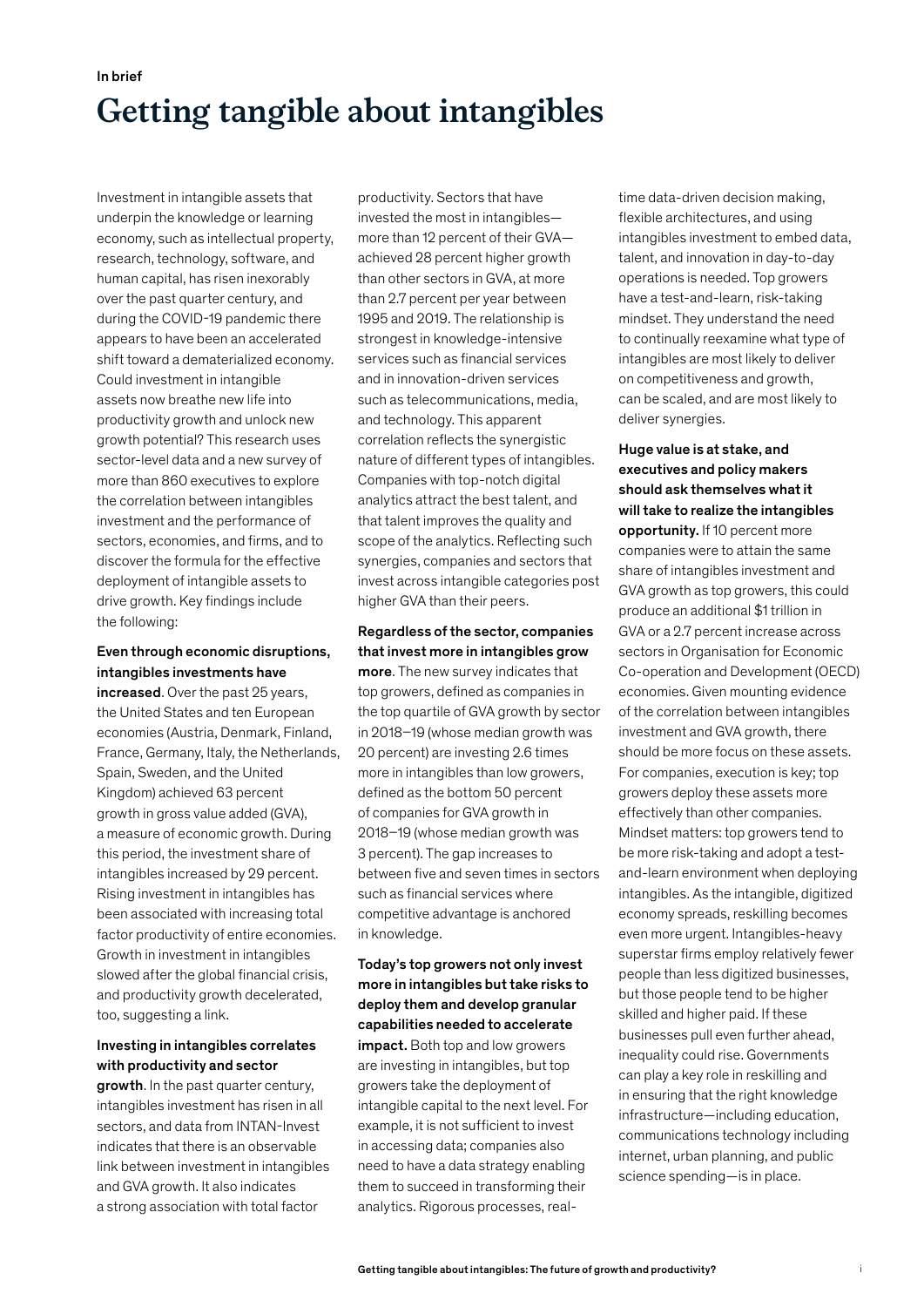In brief

# Getting tangible about intangibles

Investment in intangible assets that underpin the knowledge or learning economy, such as intellectual property, research, technology, software, and human capital, has risen inexorably over the past quarter century, and during the COVID-19 pandemic there appears to have been an accelerated shift toward a dematerialized economy. Could investment in intangible assets now breathe new life into productivity growth and unlock new growth potential? This research uses sector-level data and a new survey of more than 860 executives to explore the correlation between intangibles investment and the performance of sectors, economies, and firms, and to discover the formula for the effective deployment of intangible assets to drive growth. Key findings include the following:

**Even through economic disruptions, intangibles investments have increased**. Over the past 25 years, the United States and ten European economies (Austria, Denmark, Finland, France, Germany, Italy, the Netherlands, Spain, Sweden, and the United Kingdom) achieved 63 percent growth in gross value added (GVA), a measure of economic growth. During this period, the investment share of intangibles increased by 29 percent. Rising investment in intangibles has been associated with increasing total factor productivity of entire economies. Growth in investment in intangibles slowed after the global financial crisis, and productivity growth decelerated, too, suggesting a link.

**Investing in intangibles correlates with productivity and sector growth**. In the past quarter century, intangibles investment has risen in all sectors, and data from INTAN-Invest indicates that there is an observable link between investment in intangibles and GVA growth. It also indicates a strong association with total factor productivity. Sectors that have invested the most in intangibles—more than 12 percent of their GVA—achieved 28 percent higher growth than other sectors in GVA, at more than 2.7 percent per year between 1995 and 2019. The relationship is strongest in knowledge-intensive services such as financial services and in innovation-driven services such as telecommunications, media, and technology. This apparent correlation reflects the synergistic nature of different types of intangibles. Companies with top-notch digital analytics attract the best talent, and that talent improves the quality and scope of the analytics. Reflecting such synergies, companies and sectors that invest across intangible categories post higher GVA than their peers.

**Regardless of the sector, companies that invest more in intangibles grow more**. The new survey indicates that top growers, defined as companies in the top quartile of GVA growth by sector in 2018–19 (whose median growth was 20 percent) are investing 2.6 times more in intangibles than low growers, defined as the bottom 50 percent of companies for GVA growth in 2018–19 (whose median growth was 3 percent). The gap increases to between five and seven times in sectors such as financial services where competitive advantage is anchored in knowledge.

**Today's top growers not only invest more in intangibles but take risks to deploy them and develop granular capabilities needed to accelerate impact.** Both top and low growers are investing in intangibles, but top growers take the deployment of intangible capital to the next level. For example, it is not sufficient to invest in accessing data; companies also need to have a data strategy enabling them to succeed in transforming their analytics. Rigorous processes, real-time data-driven decision making, flexible architectures, and using intangibles investment to embed data, talent, and innovation in day-to-day operations is needed. Top growers have a test-and-learn, risk-taking mindset. They understand the need to continually reexamine what type of intangibles are most likely to deliver on competitiveness and growth, can be scaled, and are most likely to deliver synergies.

**Huge value is at stake, and executives and policy makers should ask themselves what it will take to realize the intangibles opportunity.** If 10 percent more companies were to attain the same share of intangibles investment and GVA growth as top growers, this could produce an additional $1 trillion in GVA or a 2.7 percent increase across sectors in Organisation for Economic Co-operation and Development (OECD) economies. Given mounting evidence of the correlation between intangibles investment and GVA growth, there should be more focus on these assets. For companies, execution is key; top growers deploy these assets more effectively than other companies. Mindset matters: top growers tend to be more risk-taking and adopt a test-and-learn environment when deploying intangibles. As the intangible, digitized economy spreads, reskilling becomes even more urgent. Intangibles-heavy superstar firms employ relatively fewer people than less digitized businesses, but those people tend to be higher skilled and higher paid. If these businesses pull even further ahead, inequality could rise. Governments can play a key role in reskilling and in ensuring that the right knowledge infrastructure—including education, communications technology including internet, urban planning, and public science spending—is in place.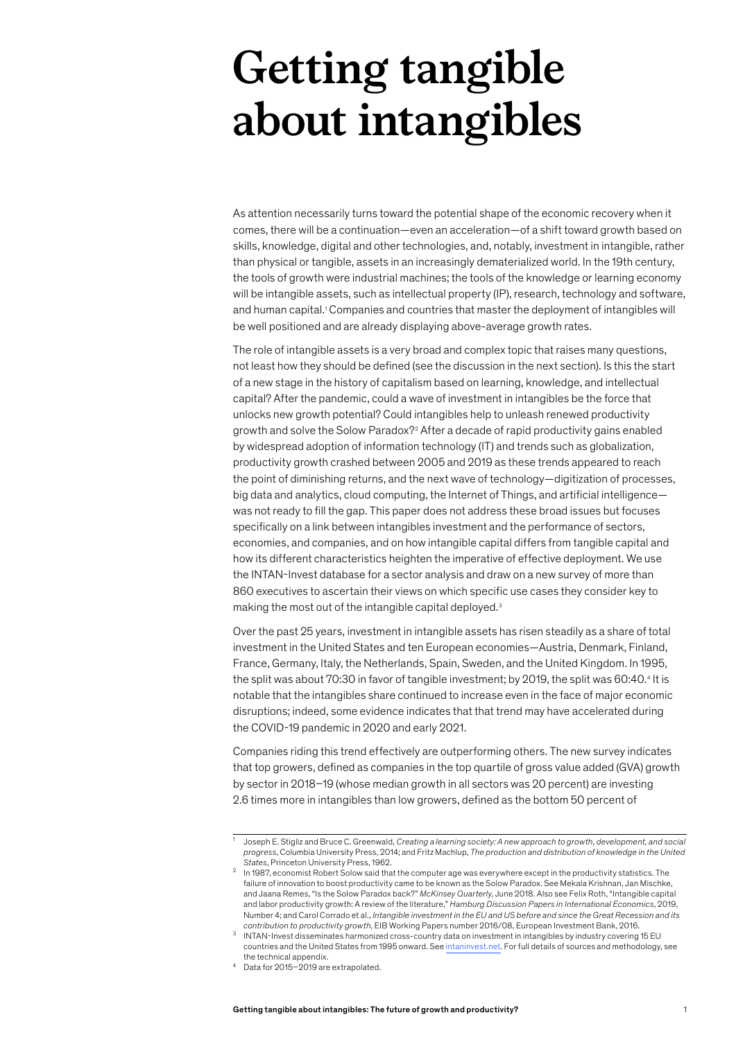# Getting tangible about intangibles

As attention necessarily turns toward the potential shape of the economic recovery when it comes, there will be a continuation—even an acceleration—of a shift toward growth based on skills, knowledge, digital and other technologies, and, notably, investment in intangible, rather than physical or tangible, assets in an increasingly dematerialized world. In the 19th century, the tools of growth were industrial machines; the tools of the knowledge or learning economy will be intangible assets, such as intellectual property (IP), research, technology and software, and human capital.[1] Companies and countries that master the deployment of intangibles will be well positioned and are already displaying above-average growth rates.

The role of intangible assets is a very broad and complex topic that raises many questions, not least how they should be defined (see the discussion in the next section). Is this the start of a new stage in the history of capitalism based on learning, knowledge, and intellectual capital? After the pandemic, could a wave of investment in intangibles be the force that unlocks new growth potential? Could intangibles help to unleash renewed productivity growth and solve the Solow Paradox?[2] After a decade of rapid productivity gains enabled by widespread adoption of information technology (IT) and trends such as globalization, productivity growth crashed between 2005 and 2019 as these trends appeared to reach the point of diminishing returns, and the next wave of technology—digitization of processes, big data and analytics, cloud computing, the Internet of Things, and artificial intelligence—was not ready to fill the gap. This paper does not address these broad issues but focuses specifically on a link between intangibles investment and the performance of sectors, economies, and companies, and on how intangible capital differs from tangible capital and how its different characteristics heighten the imperative of effective deployment. We use the INTAN-Invest database for a sector analysis and draw on a new survey of more than 860 executives to ascertain their views on which specific use cases they consider key to making the most out of the intangible capital deployed.[3]

Over the past 25 years, investment in intangible assets has risen steadily as a share of total investment in the United States and ten European economies—Austria, Denmark, Finland, France, Germany, Italy, the Netherlands, Spain, Sweden, and the United Kingdom. In 1995, the split was about 70:30 in favor of tangible investment; by 2019, the split was 60:40.[4] It is notable that the intangibles share continued to increase even in the face of major economic disruptions; indeed, some evidence indicates that that trend may have accelerated during the COVID-19 pandemic in 2020 and early 2021.

Companies riding this trend effectively are outperforming others. The new survey indicates that top growers, defined as companies in the top quartile of gross value added (GVA) growth by sector in 2018–19 (whose median growth in all sectors was 20 percent) are investing 2.6 times more in intangibles than low growers, defined as the bottom 50 percent of

---

[1] Joseph E. Stiglitz and Bruce C. Greenwald, *Creating a learning society: A new approach to growth, development, and social progress*, Columbia University Press, 2014; and Fritz Machlup, *The production and distribution of knowledge in the United States*, Princeton University Press, 1962.

[2] In 1987, economist Robert Solow said that the computer age was everywhere except in the productivity statistics. The failure of innovation to boost productivity came to be known as the Solow Paradox. See Mekala Krishnan, Jan Mischke, and Jaana Remes, "Is the Solow Paradox back?" *McKinsey Quarterly*, June 2018. Also see Felix Roth, "Intangible capital and labor productivity growth: A review of the literature," *Hamburg Discussion Papers in International Economics*, 2019, Number 4; and Carol Corrado et al., *Intangible investment in the EU and US before and since the Great Recession and its contribution to productivity growth*, EIB Working Papers number 2016/08, European Investment Bank, 2016.

[3] INTAN-Invest disseminates harmonized cross-country data on investment in intangibles by industry covering 15 EU countries and the United States from 1995 onward. See intaninvest.net. For full details of sources and methodology, see the technical appendix.

[4] Data for 2015–2019 are extrapolated.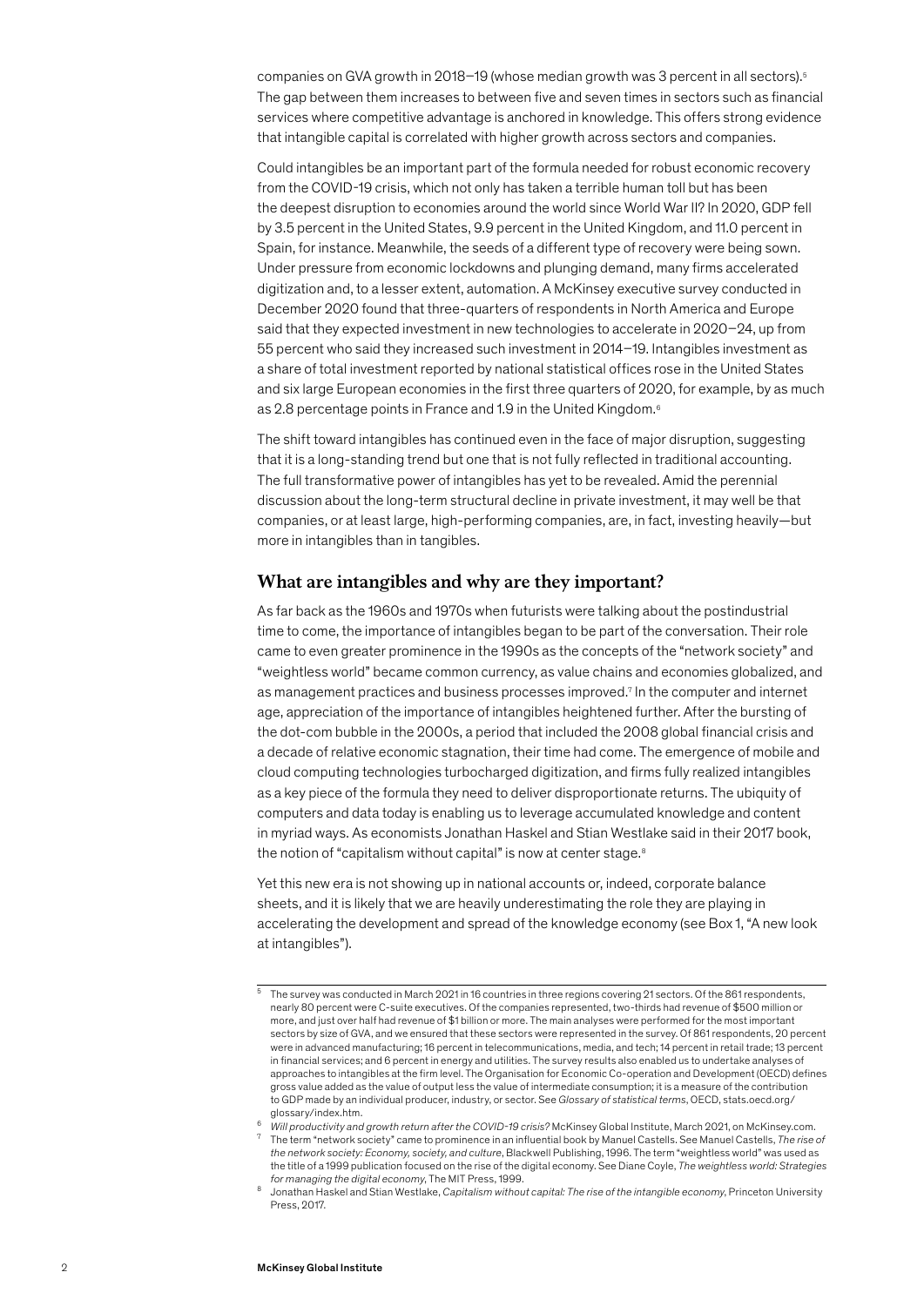companies on GVA growth in 2018–19 (whose median growth was 3 percent in all sectors).[5] The gap between them increases to between five and seven times in sectors such as financial services where competitive advantage is anchored in knowledge. This offers strong evidence that intangible capital is correlated with higher growth across sectors and companies.

Could intangibles be an important part of the formula needed for robust economic recovery from the COVID-19 crisis, which not only has taken a terrible human toll but has been the deepest disruption to economies around the world since World War II? In 2020, GDP fell by 3.5 percent in the United States, 9.9 percent in the United Kingdom, and 11.0 percent in Spain, for instance. Meanwhile, the seeds of a different type of recovery were being sown. Under pressure from economic lockdowns and plunging demand, many firms accelerated digitization and, to a lesser extent, automation. A McKinsey executive survey conducted in December 2020 found that three-quarters of respondents in North America and Europe said that they expected investment in new technologies to accelerate in 2020–24, up from 55 percent who said they increased such investment in 2014–19. Intangibles investment as a share of total investment reported by national statistical offices rose in the United States and six large European economies in the first three quarters of 2020, for example, by as much as 2.8 percentage points in France and 1.9 in the United Kingdom.[6]

The shift toward intangibles has continued even in the face of major disruption, suggesting that it is a long-standing trend but one that is not fully reflected in traditional accounting. The full transformative power of intangibles has yet to be revealed. Amid the perennial discussion about the long-term structural decline in private investment, it may well be that companies, or at least large, high-performing companies, are, in fact, investing heavily—but more in intangibles than in tangibles.

## What are intangibles and why are they important?

As far back as the 1960s and 1970s when futurists were talking about the postindustrial time to come, the importance of intangibles began to be part of the conversation. Their role came to even greater prominence in the 1990s as the concepts of the "network society" and "weightless world" became common currency, as value chains and economies globalized, and as management practices and business processes improved.[7] In the computer and internet age, appreciation of the importance of intangibles heightened further. After the bursting of the dot-com bubble in the 2000s, a period that included the 2008 global financial crisis and a decade of relative economic stagnation, their time had come. The emergence of mobile and cloud computing technologies turbocharged digitization, and firms fully realized intangibles as a key piece of the formula they need to deliver disproportionate returns. The ubiquity of computers and data today is enabling us to leverage accumulated knowledge and content in myriad ways. As economists Jonathan Haskel and Stian Westlake said in their 2017 book, the notion of "capitalism without capital" is now at center stage.[8]

Yet this new era is not showing up in national accounts or, indeed, corporate balance sheets, and it is likely that we are heavily underestimating the role they are playing in accelerating the development and spread of the knowledge economy (see Box 1, "A new look at intangibles").

---

[5] The survey was conducted in March 2021 in 16 countries in three regions covering 21 sectors. Of the 861 respondents, nearly 80 percent were C-suite executives. Of the companies represented, two-thirds had revenue of $500 million or more, and just over half had revenue of $1 billion or more. The main analyses were performed for the most important sectors by size of GVA, and we ensured that these sectors were represented in the survey. Of 861 respondents, 20 percent were in advanced manufacturing; 16 percent in telecommunications, media, and tech; 14 percent in retail trade; 13 percent in financial services; and 6 percent in energy and utilities. The survey results also enabled us to undertake analyses of approaches to intangibles at the firm level. The Organisation for Economic Co-operation and Development (OECD) defines gross value added as the value of output less the value of intermediate consumption; it is a measure of the contribution to GDP made by an individual producer, industry, or sector. See *Glossary of statistical terms*, OECD, stats.oecd.org/glossary/index.htm.

[6] *Will productivity and growth return after the COVID-19 crisis?* McKinsey Global Institute, March 2021, on McKinsey.com.

[7] The term "network society" came to prominence in an influential book by Manuel Castells. See Manuel Castells, *The rise of the network society: Economy, society, and culture*, Blackwell Publishing, 1996. The term "weightless world" was used as the title of a 1999 publication focused on the rise of the digital economy. See Diane Coyle, *The weightless world: Strategies for managing the digital economy*, The MIT Press, 1999.

[8] Jonathan Haskel and Stian Westlake, *Capitalism without capital: The rise of the intangible economy*, Princeton University Press, 2017.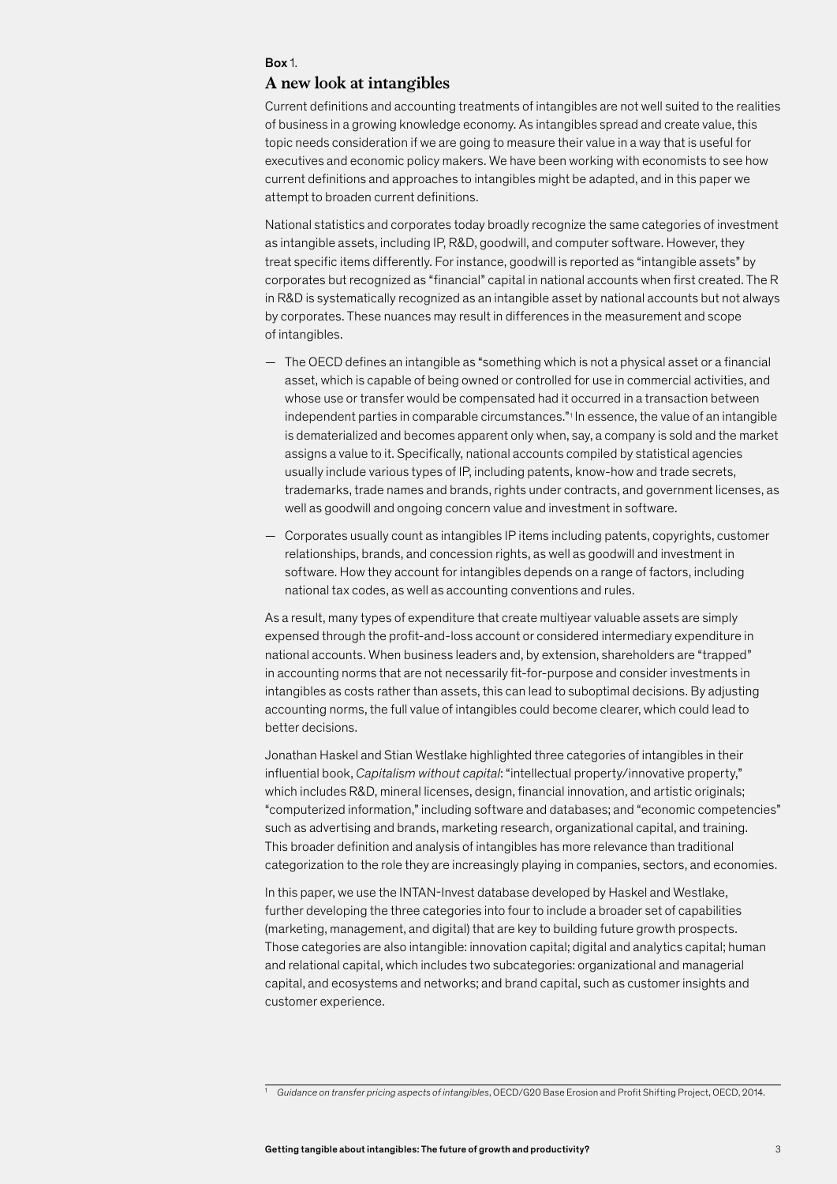**Box 1.**

## A new look at intangibles

Current definitions and accounting treatments of intangibles are not well suited to the realities of business in a growing knowledge economy. As intangibles spread and create value, this topic needs consideration if we are going to measure their value in a way that is useful for executives and economic policy makers. We have been working with economists to see how current definitions and approaches to intangibles might be adapted, and in this paper we attempt to broaden current definitions.

National statistics and corporates today broadly recognize the same categories of investment as intangible assets, including IP, R&D, goodwill, and computer software. However, they treat specific items differently. For instance, goodwill is reported as "intangible assets" by corporates but recognized as "financial" capital in national accounts when first created. The R in R&D is systematically recognized as an intangible asset by national accounts but not always by corporates. These nuances may result in differences in the measurement and scope of intangibles.

- The OECD defines an intangible as "something which is not a physical asset or a financial asset, which is capable of being owned or controlled for use in commercial activities, and whose use or transfer would be compensated had it occurred in a transaction between independent parties in comparable circumstances."[1] In essence, the value of an intangible is dematerialized and becomes apparent only when, say, a company is sold and the market assigns a value to it. Specifically, national accounts compiled by statistical agencies usually include various types of IP, including patents, know-how and trade secrets, trademarks, trade names and brands, rights under contracts, and government licenses, as well as goodwill and ongoing concern value and investment in software.
- Corporates usually count as intangibles IP items including patents, copyrights, customer relationships, brands, and concession rights, as well as goodwill and investment in software. How they account for intangibles depends on a range of factors, including national tax codes, as well as accounting conventions and rules.

As a result, many types of expenditure that create multiyear valuable assets are simply expensed through the profit-and-loss account or considered intermediary expenditure in national accounts. When business leaders and, by extension, shareholders are "trapped" in accounting norms that are not necessarily fit-for-purpose and consider investments in intangibles as costs rather than assets, this can lead to suboptimal decisions. By adjusting accounting norms, the full value of intangibles could become clearer, which could lead to better decisions.

Jonathan Haskel and Stian Westlake highlighted three categories of intangibles in their influential book, *Capitalism without capital*: "intellectual property/innovative property," which includes R&D, mineral licenses, design, financial innovation, and artistic originals; "computerized information," including software and databases; and "economic competencies" such as advertising and brands, marketing research, organizational capital, and training. This broader definition and analysis of intangibles has more relevance than traditional categorization to the role they are increasingly playing in companies, sectors, and economies.

In this paper, we use the INTAN-Invest database developed by Haskel and Westlake, further developing the three categories into four to include a broader set of capabilities (marketing, management, and digital) that are key to building future growth prospects. Those categories are also intangible: innovation capital; digital and analytics capital; human and relational capital, which includes two subcategories: organizational and managerial capital, and ecosystems and networks; and brand capital, such as customer insights and customer experience.

---

[1] *Guidance on transfer pricing aspects of intangibles*, OECD/G20 Base Erosion and Profit Shifting Project, OECD, 2014.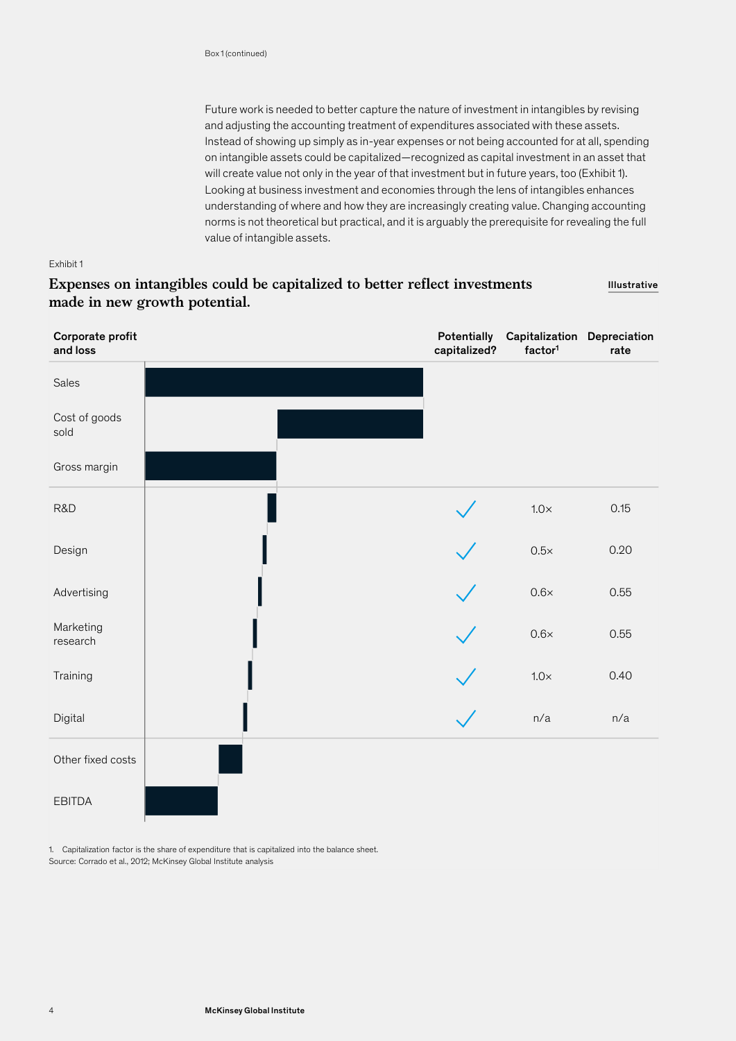Box 1 (continued)

Future work is needed to better capture the nature of investment in intangibles by revising and adjusting the accounting treatment of expenditures associated with these assets. Instead of showing up simply as in-year expenses or not being accounted for at all, spending on intangible assets could be capitalized—recognized as capital investment in an asset that will create value not only in the year of that investment but in future years, too (Exhibit 1). Looking at business investment and economies through the lens of intangibles enhances understanding of where and how they are increasingly creating value. Changing accounting norms is not theoretical but practical, and it is arguably the prerequisite for revealing the full value of intangible assets.

Exhibit 1

**Expenses on intangibles could be capitalized to better reflect investments made in new growth potential.**

Illustrative

| Corporate profit and loss | Potentially capitalized? | Capitalization factor[1] | Depreciation rate |
|---|---|---|---|
| Sales | | | |
| Cost of goods sold | | | |
| Gross margin | | | |
| R&D | ✓ | 1.0× | 0.15 |
| Design | ✓ | 0.5× | 0.20 |
| Advertising | ✓ | 0.6× | 0.55 |
| Marketing research | ✓ | 0.6× | 0.55 |
| Training | ✓ | 1.0× | 0.40 |
| Digital | ✓ | n/a | n/a |
| Other fixed costs | | | |
| EBITDA | | | |

1. Capitalization factor is the share of expenditure that is capitalized into the balance sheet.
Source: Corrado et al., 2012; McKinsey Global Institute analysis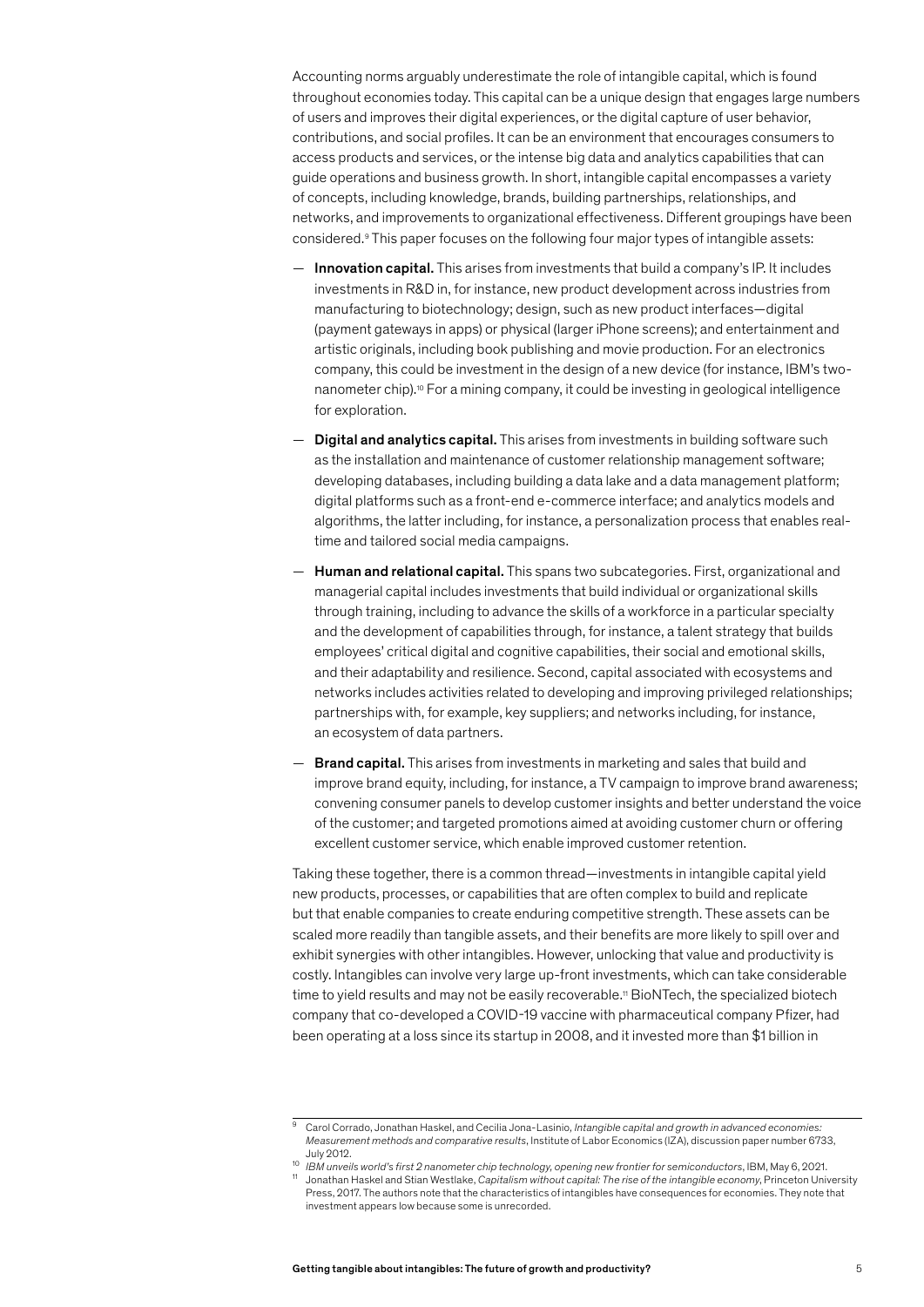Accounting norms arguably underestimate the role of intangible capital, which is found throughout economies today. This capital can be a unique design that engages large numbers of users and improves their digital experiences, or the digital capture of user behavior, contributions, and social profiles. It can be an environment that encourages consumers to access products and services, or the intense big data and analytics capabilities that can guide operations and business growth. In short, intangible capital encompasses a variety of concepts, including knowledge, brands, building partnerships, relationships, and networks, and improvements to organizational effectiveness. Different groupings have been considered.[9] This paper focuses on the following four major types of intangible assets:

- **Innovation capital.** This arises from investments that build a company's IP. It includes investments in R&D in, for instance, new product development across industries from manufacturing to biotechnology; design, such as new product interfaces—digital (payment gateways in apps) or physical (larger iPhone screens); and entertainment and artistic originals, including book publishing and movie production. For an electronics company, this could be investment in the design of a new device (for instance, IBM's two-nanometer chip).[10] For a mining company, it could be investing in geological intelligence for exploration.
- **Digital and analytics capital.** This arises from investments in building software such as the installation and maintenance of customer relationship management software; developing databases, including building a data lake and a data management platform; digital platforms such as a front-end e-commerce interface; and analytics models and algorithms, the latter including, for instance, a personalization process that enables real-time and tailored social media campaigns.
- **Human and relational capital.** This spans two subcategories. First, organizational and managerial capital includes investments that build individual or organizational skills through training, including to advance the skills of a workforce in a particular specialty and the development of capabilities through, for instance, a talent strategy that builds employees' critical digital and cognitive capabilities, their social and emotional skills, and their adaptability and resilience. Second, capital associated with ecosystems and networks includes activities related to developing and improving privileged relationships; partnerships with, for example, key suppliers; and networks including, for instance, an ecosystem of data partners.
- **Brand capital.** This arises from investments in marketing and sales that build and improve brand equity, including, for instance, a TV campaign to improve brand awareness; convening consumer panels to develop customer insights and better understand the voice of the customer; and targeted promotions aimed at avoiding customer churn or offering excellent customer service, which enable improved customer retention.

Taking these together, there is a common thread—investments in intangible capital yield new products, processes, or capabilities that are often complex to build and replicate but that enable companies to create enduring competitive strength. These assets can be scaled more readily than tangible assets, and their benefits are more likely to spill over and exhibit synergies with other intangibles. However, unlocking that value and productivity is costly. Intangibles can involve very large up-front investments, which can take considerable time to yield results and may not be easily recoverable.[11] BioNTech, the specialized biotech company that co-developed a COVID-19 vaccine with pharmaceutical company Pfizer, had been operating at a loss since its startup in 2008, and it invested more than $1 billion in

---

[9] Carol Corrado, Jonathan Haskel, and Cecilia Jona-Lasinio, *Intangible capital and growth in advanced economies: Measurement methods and comparative results*, Institute of Labor Economics (IZA), discussion paper number 6733, July 2012.

[10] *IBM unveils world's first 2 nanometer chip technology, opening new frontier for semiconductors*, IBM, May 6, 2021.

[11] Jonathan Haskel and Stian Westlake, *Capitalism without capital: The rise of the intangible economy*, Princeton University Press, 2017. The authors note that the characteristics of intangibles have consequences for economies. They note that investment appears low because some is unrecorded.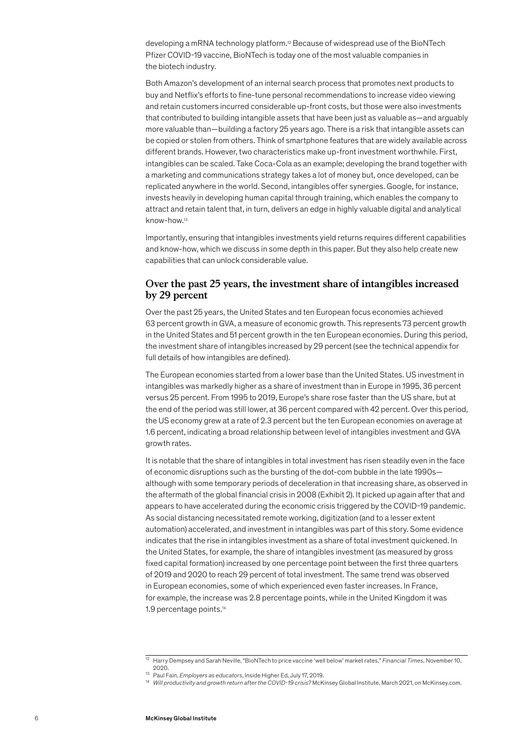developing a mRNA technology platform.[12] Because of widespread use of the BioNTech Pfizer COVID-19 vaccine, BioNTech is today one of the most valuable companies in the biotech industry.

Both Amazon's development of an internal search process that promotes next products to buy and Netflix's efforts to fine-tune personal recommendations to increase video viewing and retain customers incurred considerable up-front costs, but those were also investments that contributed to building intangible assets that have been just as valuable as—and arguably more valuable than—building a factory 25 years ago. There is a risk that intangible assets can be copied or stolen from others. Think of smartphone features that are widely available across different brands. However, two characteristics make up-front investment worthwhile. First, intangibles can be scaled. Take Coca-Cola as an example; developing the brand together with a marketing and communications strategy takes a lot of money but, once developed, can be replicated anywhere in the world. Second, intangibles offer synergies. Google, for instance, invests heavily in developing human capital through training, which enables the company to attract and retain talent that, in turn, delivers an edge in highly valuable digital and analytical know-how.[13]

Importantly, ensuring that intangibles investments yield returns requires different capabilities and know-how, which we discuss in some depth in this paper. But they also help create new capabilities that can unlock considerable value.

## Over the past 25 years, the investment share of intangibles increased by 29 percent

Over the past 25 years, the United States and ten European focus economies achieved 63 percent growth in GVA, a measure of economic growth. This represents 73 percent growth in the United States and 51 percent growth in the ten European economies. During this period, the investment share of intangibles increased by 29 percent (see the technical appendix for full details of how intangibles are defined).

The European economies started from a lower base than the United States. US investment in intangibles was markedly higher as a share of investment than in Europe in 1995, 36 percent versus 25 percent. From 1995 to 2019, Europe's share rose faster than the US share, but at the end of the period was still lower, at 36 percent compared with 42 percent. Over this period, the US economy grew at a rate of 2.3 percent but the ten European economies on average at 1.6 percent, indicating a broad relationship between level of intangibles investment and GVA growth rates.

It is notable that the share of intangibles in total investment has risen steadily even in the face of economic disruptions such as the bursting of the dot-com bubble in the late 1990s—although with some temporary periods of deceleration in that increasing share, as observed in the aftermath of the global financial crisis in 2008 (Exhibit 2). It picked up again after that and appears to have accelerated during the economic crisis triggered by the COVID-19 pandemic. As social distancing necessitated remote working, digitization (and to a lesser extent automation) accelerated, and investment in intangibles was part of this story. Some evidence indicates that the rise in intangibles investment as a share of total investment quickened. In the United States, for example, the share of intangibles investment (as measured by gross fixed capital formation) increased by one percentage point between the first three quarters of 2019 and 2020 to reach 29 percent of total investment. The same trend was observed in European economies, some of which experienced even faster increases. In France, for example, the increase was 2.8 percentage points, while in the United Kingdom it was 1.9 percentage points.[14]

---

[12] Harry Dempsey and Sarah Neville, "BioNTech to price vaccine 'well below' market rates," *Financial Times*, November 10, 2020.

[13] Paul Fain, *Employers as educators*, Inside Higher Ed, July 17, 2019.

[14] *Will productivity and growth return after the COVID-19 crisis?* McKinsey Global Institute, March 2021, on McKinsey.com.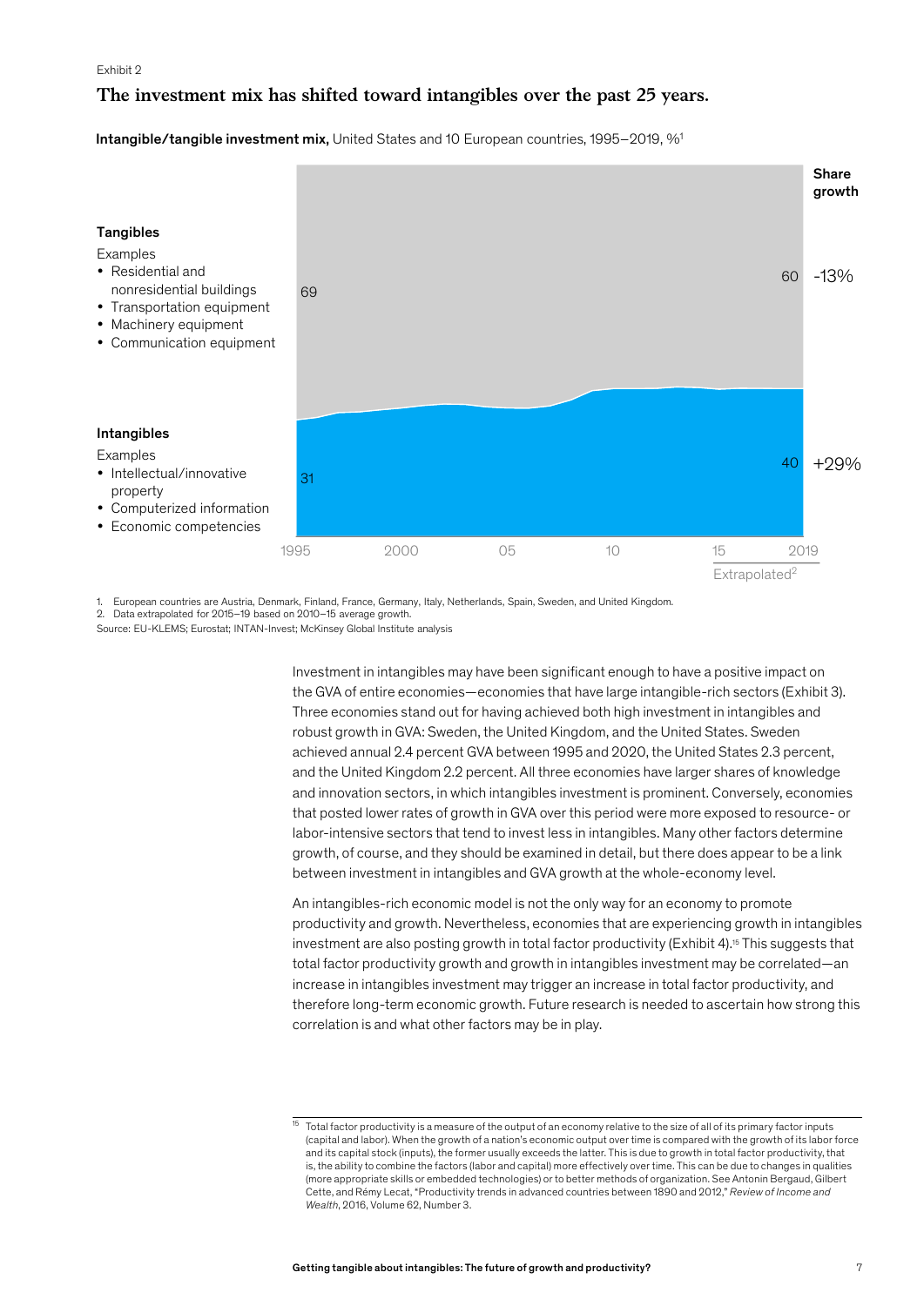Exhibit 2

## The investment mix has shifted toward intangibles over the past 25 years.

**Intangible/tangible investment mix,** United States and 10 European countries, 1995–2019, %[1]

**Tangibles**

Examples
- Residential and nonresidential buildings
- Transportation equipment
- Machinery equipment
- Communication equipment

**Intangibles**

Examples
- Intellectual/innovative property
- Computerized information
- Economic competencies

| | 1995 | 2019 | Share growth |
|---|---|---|---|
| Tangibles | 69 | 60 | -13% |
| Intangibles | 31 | 40 | +29% |

Years shown: 1995, 2000, 05, 10, 15, 2019 (15–2019 Extrapolated[2])

1. European countries are Austria, Denmark, Finland, France, Germany, Italy, Netherlands, Spain, Sweden, and United Kingdom.
2. Data extrapolated for 2015–19 based on 2010–15 average growth.

Source: EU-KLEMS; Eurostat; INTAN-Invest; McKinsey Global Institute analysis

Investment in intangibles may have been significant enough to have a positive impact on the GVA of entire economies—economies that have large intangible-rich sectors (Exhibit 3). Three economies stand out for having achieved both high investment in intangibles and robust growth in GVA: Sweden, the United Kingdom, and the United States. Sweden achieved annual 2.4 percent GVA between 1995 and 2020, the United States 2.3 percent, and the United Kingdom 2.2 percent. All three economies have larger shares of knowledge and innovation sectors, in which intangibles investment is prominent. Conversely, economies that posted lower rates of growth in GVA over this period were more exposed to resource- or labor-intensive sectors that tend to invest less in intangibles. Many other factors determine growth, of course, and they should be examined in detail, but there does appear to be a link between investment in intangibles and GVA growth at the whole-economy level.

An intangibles-rich economic model is not the only way for an economy to promote productivity and growth. Nevertheless, economies that are experiencing growth in intangibles investment are also posting growth in total factor productivity (Exhibit 4).[15] This suggests that total factor productivity growth and growth in intangibles investment may be correlated—an increase in intangibles investment may trigger an increase in total factor productivity, and therefore long-term economic growth. Future research is needed to ascertain how strong this correlation is and what other factors may be in play.

[15] Total factor productivity is a measure of the output of an economy relative to the size of all of its primary factor inputs (capital and labor). When the growth of a nation's economic output over time is compared with the growth of its labor force and its capital stock (inputs), the former usually exceeds the latter. This is due to growth in total factor productivity, that is, the ability to combine the factors (labor and capital) more effectively over time. This can be due to changes in qualities (more appropriate skills or embedded technologies) or to better methods of organization. See Antonin Bergaud, Gilbert Cette, and Rémy Lecat, "Productivity trends in advanced countries between 1890 and 2012," *Review of Income and Wealth*, 2016, Volume 62, Number 3.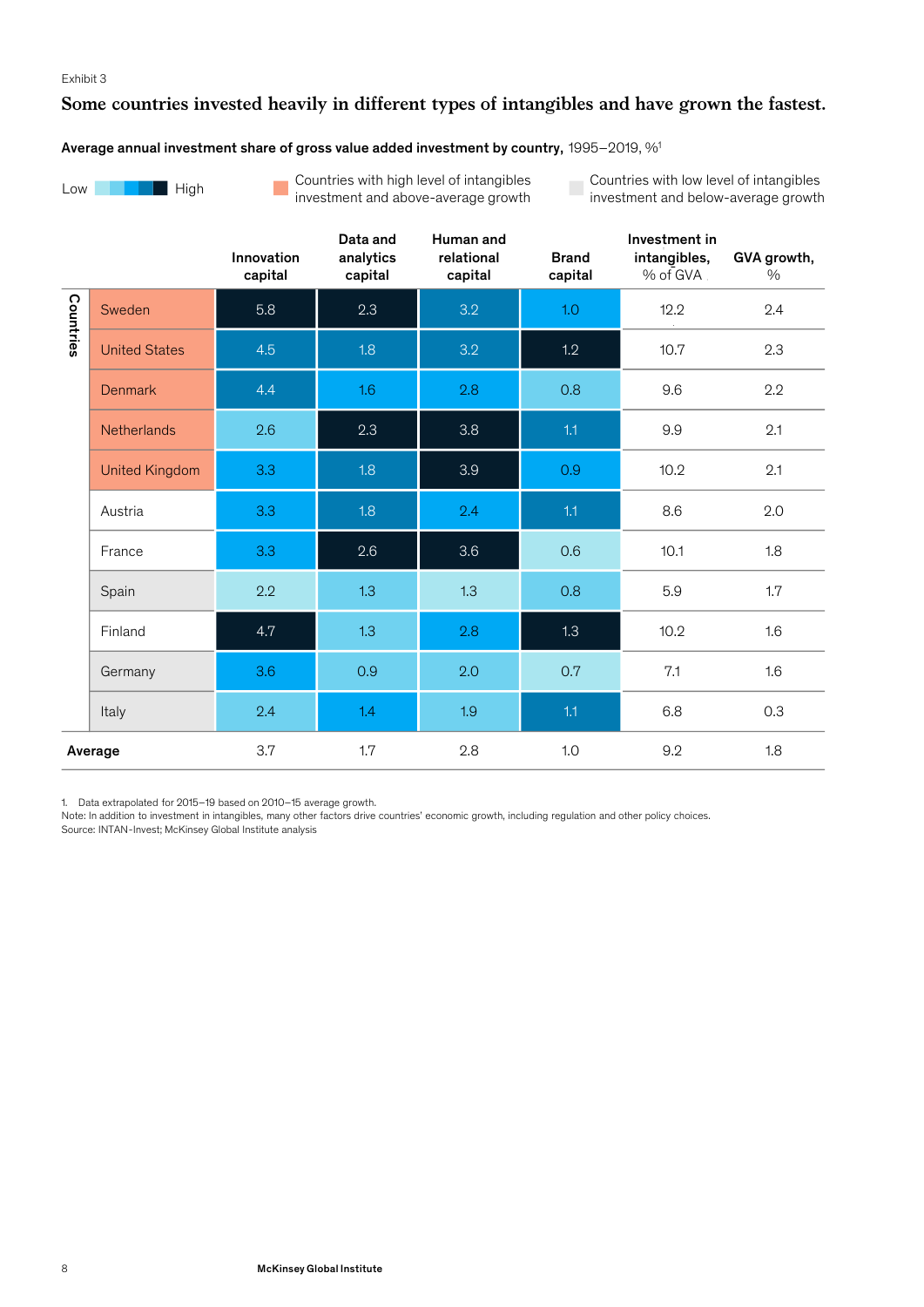Exhibit 3

## Some countries invested heavily in different types of intangibles and have grown the fastest.

**Average annual investment share of gross value added investment by country,** 1995–2019, %[1]

Low → High

Countries with high level of intangibles investment and above-average growth

Countries with low level of intangibles investment and below-average growth

| Countries | Innovation capital | Data and analytics capital | Human and relational capital | Brand capital | Investment in intangibles, % of GVA | GVA growth, % |
|---|---|---|---|---|---|---|
| Sweden | 5.8 | 2.3 | 3.2 | 1.0 | 12.2 | 2.4 |
| United States | 4.5 | 1.8 | 3.2 | 1.2 | 10.7 | 2.3 |
| Denmark | 4.4 | 1.6 | 2.8 | 0.8 | 9.6 | 2.2 |
| Netherlands | 2.6 | 2.3 | 3.8 | 1.1 | 9.9 | 2.1 |
| United Kingdom | 3.3 | 1.8 | 3.9 | 0.9 | 10.2 | 2.1 |
| Austria | 3.3 | 1.8 | 2.4 | 1.1 | 8.6 | 2.0 |
| France | 3.3 | 2.6 | 3.6 | 0.6 | 10.1 | 1.8 |
| Spain | 2.2 | 1.3 | 1.3 | 0.8 | 5.9 | 1.7 |
| Finland | 4.7 | 1.3 | 2.8 | 1.3 | 10.2 | 1.6 |
| Germany | 3.6 | 0.9 | 2.0 | 0.7 | 7.1 | 1.6 |
| Italy | 2.4 | 1.4 | 1.9 | 1.1 | 6.8 | 0.3 |
| **Average** | 3.7 | 1.7 | 2.8 | 1.0 | 9.2 | 1.8 |

1. Data extrapolated for 2015–19 based on 2010–15 average growth.
Note: In addition to investment in intangibles, many other factors drive countries' economic growth, including regulation and other policy choices.
Source: INTAN-Invest; McKinsey Global Institute analysis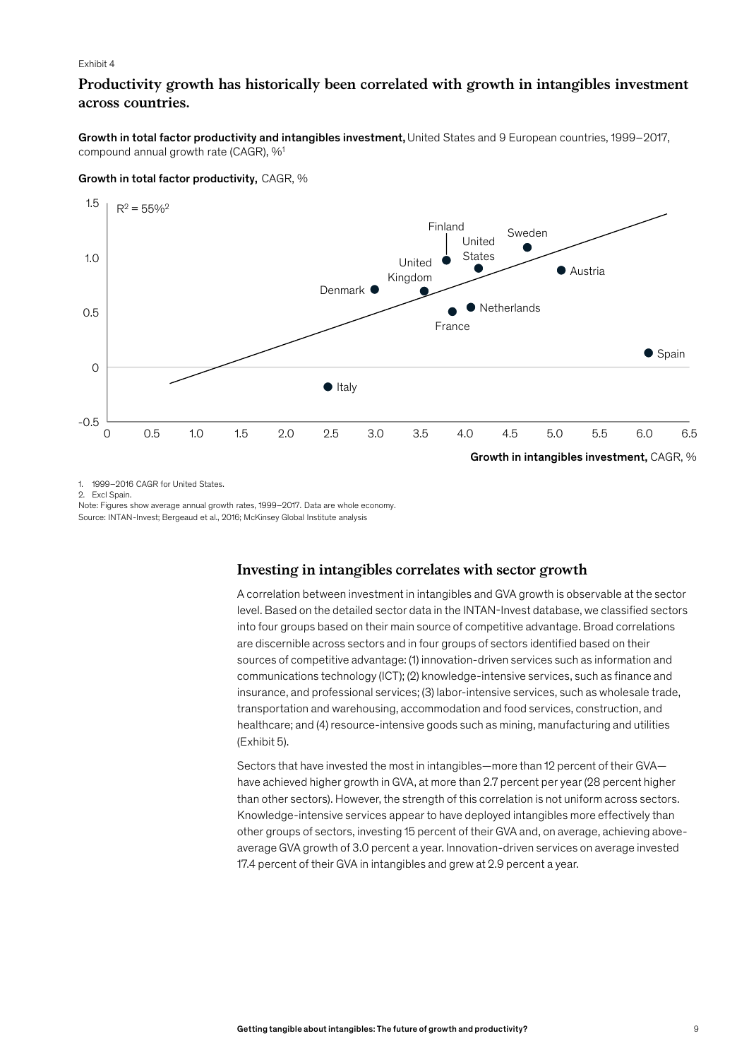Exhibit 4

## Productivity growth has historically been correlated with growth in intangibles investment across countries.

**Growth in total factor productivity and intangibles investment,** United States and 9 European countries, 1999–2017, compound annual growth rate (CAGR), %[1]

**Growth in total factor productivity,** CAGR, %

$R^2$ = 55%[2]

| Country | Growth in intangibles investment, CAGR, % (approx.) | Growth in total factor productivity, CAGR, % (approx.) |
|---|---|---|
| Italy | 2.5 | -0.2 |
| Denmark | 3.0 | 0.7 |
| United Kingdom | 3.5 | 0.7 |
| Finland | 3.8 | 1.0 |
| France | 3.9 | 0.5 |
| Netherlands | 4.1 | 0.55 |
| United States | 4.2 | 0.9 |
| Sweden | 4.7 | 1.1 |
| Austria | 5.1 | 0.9 |
| Spain | 6.1 | 0.1 |

**Growth in intangibles investment,** CAGR, %

1. 1999–2016 CAGR for United States.
2. Excl Spain.

Note: Figures show average annual growth rates, 1999–2017. Data are whole economy.
Source: INTAN-Invest; Bergeaud et al., 2016; McKinsey Global Institute analysis

## Investing in intangibles correlates with sector growth

A correlation between investment in intangibles and GVA growth is observable at the sector level. Based on the detailed sector data in the INTAN-Invest database, we classified sectors into four groups based on their main source of competitive advantage. Broad correlations are discernible across sectors and in four groups of sectors identified based on their sources of competitive advantage: (1) innovation-driven services such as information and communications technology (ICT); (2) knowledge-intensive services, such as finance and insurance, and professional services; (3) labor-intensive services, such as wholesale trade, transportation and warehousing, accommodation and food services, construction, and healthcare; and (4) resource-intensive goods such as mining, manufacturing and utilities (Exhibit 5).

Sectors that have invested the most in intangibles—more than 12 percent of their GVA—have achieved higher growth in GVA, at more than 2.7 percent per year (28 percent higher than other sectors). However, the strength of this correlation is not uniform across sectors. Knowledge-intensive services appear to have deployed intangibles more effectively than other groups of sectors, investing 15 percent of their GVA and, on average, achieving above-average GVA growth of 3.0 percent a year. Innovation-driven services on average invested 17.4 percent of their GVA in intangibles and grew at 2.9 percent a year.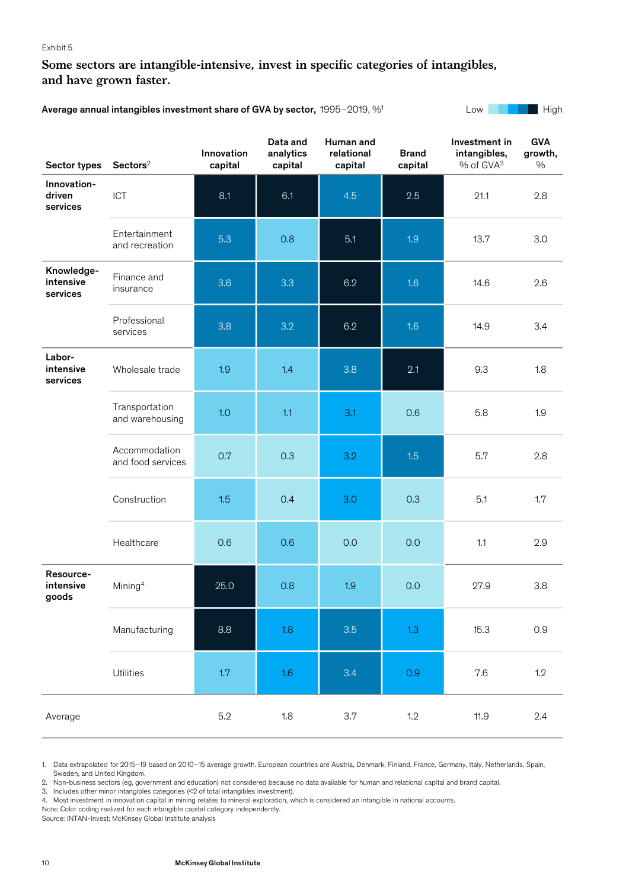Exhibit 5

## Some sectors are intangible-intensive, invest in specific categories of intangibles, and have grown faster.

**Average annual intangibles investment share of GVA by sector,** 1995–2019, %[1]

Low → High

| Sector types | Sectors[2] | Innovation capital | Data and analytics capital | Human and relational capital | Brand capital | Investment in intangibles, % of GVA[3] | GVA growth, % |
|---|---|---|---|---|---|---|---|
| Innovation-driven services | ICT | 8.1 | 6.1 | 4.5 | 2.5 | 21.1 | 2.8 |
| | Entertainment and recreation | 5.3 | 0.8 | 5.1 | 1.9 | 13.7 | 3.0 |
| Knowledge-intensive services | Finance and insurance | 3.6 | 3.3 | 6.2 | 1.6 | 14.6 | 2.6 |
| | Professional services | 3.8 | 3.2 | 6.2 | 1.6 | 14.9 | 3.4 |
| Labor-intensive services | Wholesale trade | 1.9 | 1.4 | 3.8 | 2.1 | 9.3 | 1.8 |
| | Transportation and warehousing | 1.0 | 1.1 | 3.1 | 0.6 | 5.8 | 1.9 |
| | Accommodation and food services | 0.7 | 0.3 | 3.2 | 1.5 | 5.7 | 2.8 |
| | Construction | 1.5 | 0.4 | 3.0 | 0.3 | 5.1 | 1.7 |
| | Healthcare | 0.6 | 0.6 | 0.0 | 0.0 | 1.1 | 2.9 |
| Resource-intensive goods | Mining[4] | 25.0 | 0.8 | 1.9 | 0.0 | 27.9 | 3.8 |
| | Manufacturing | 8.8 | 1.8 | 3.5 | 1.3 | 15.3 | 0.9 |
| | Utilities | 1.7 | 1.6 | 3.4 | 0.9 | 7.6 | 1.2 |
| Average | | 5.2 | 1.8 | 3.7 | 1.2 | 11.9 | 2.4 |

1. Data extrapolated for 2015–19 based on 2010–15 average growth. European countries are Austria, Denmark, Finland, France, Germany, Italy, Netherlands, Spain, Sweden, and United Kingdom.
2. Non-business sectors (eg, government and education) not considered because no data available for human and relational capital and brand capital.
3. Includes other minor intangibles categories (<2 of total intangibles investment).
4. Most investment in innovation capital in mining relates to mineral exploration, which is considered an intangible in national accounts.

Note: Color coding realized for each intangible capital category independently.
Source: INTAN-Invest; McKinsey Global Institute analysis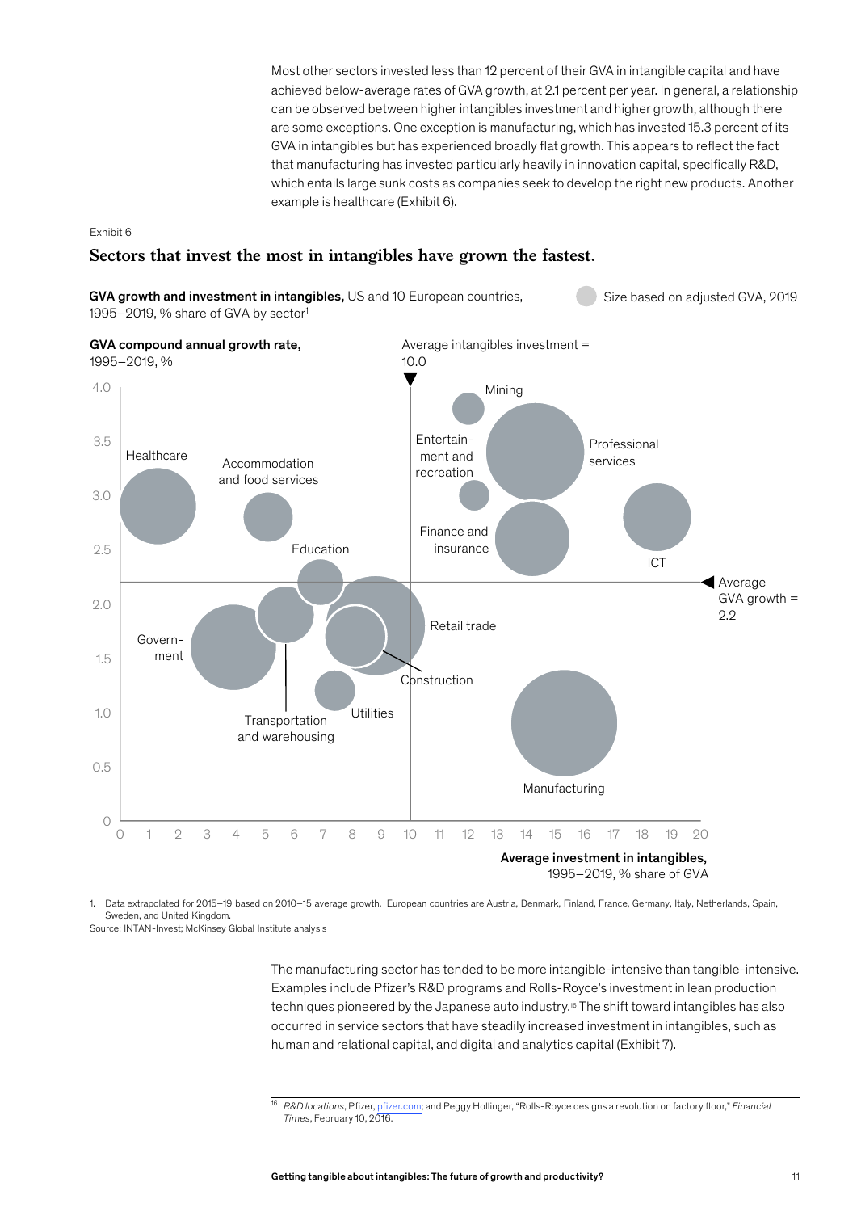Most other sectors invested less than 12 percent of their GVA in intangible capital and have achieved below-average rates of GVA growth, at 2.1 percent per year. In general, a relationship can be observed between higher intangibles investment and higher growth, although there are some exceptions. One exception is manufacturing, which has invested 15.3 percent of its GVA in intangibles but has experienced broadly flat growth. This appears to reflect the fact that manufacturing has invested particularly heavily in innovation capital, specifically R&D, which entails large sunk costs as companies seek to develop the right new products. Another example is healthcare (Exhibit 6).

Exhibit 6

## Sectors that invest the most in intangibles have grown the fastest.

**GVA growth and investment in intangibles,** US and 10 European countries, 1995–2019, % share of GVA by sector[1]

Size based on adjusted GVA, 2019

**GVA compound annual growth rate,** 1995–2019, %

Average intangibles investment = 10.0

Average GVA growth = 2.2

Healthcare, Accommodation and food services, Education, Entertainment and recreation, Mining, Professional services, Finance and insurance, ICT, Government, Transportation and warehousing, Utilities, Retail trade, Construction, Manufacturing

**Average investment in intangibles,** 1995–2019, % share of GVA

1. Data extrapolated for 2015–19 based on 2010–15 average growth. European countries are Austria, Denmark, Finland, France, Germany, Italy, Netherlands, Spain, Sweden, and United Kingdom.

Source: INTAN-Invest; McKinsey Global Institute analysis

The manufacturing sector has tended to be more intangible-intensive than tangible-intensive. Examples include Pfizer's R&D programs and Rolls-Royce's investment in lean production techniques pioneered by the Japanese auto industry.[16] The shift toward intangibles has also occurred in service sectors that have steadily increased investment in intangibles, such as human and relational capital, and digital and analytics capital (Exhibit 7).

[16] *R&D locations*, Pfizer, pfizer.com; and Peggy Hollinger, "Rolls-Royce designs a revolution on factory floor," *Financial Times*, February 10, 2016.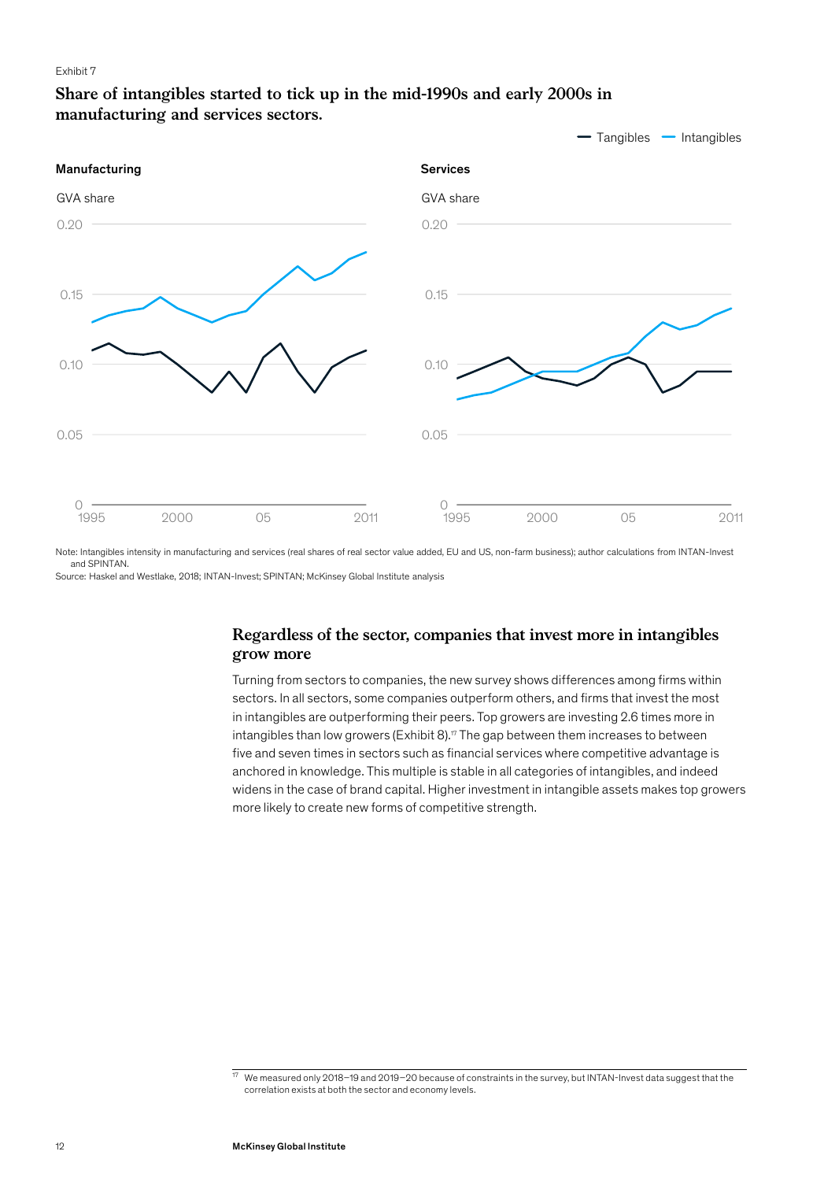Exhibit 7

**Share of intangibles started to tick up in the mid-1990s and early 2000s in manufacturing and services sectors.**

Tangibles — Intangibles

**Manufacturing**

GVA share

**Services**

GVA share

Note: Intangibles intensity in manufacturing and services (real shares of real sector value added, EU and US, non-farm business); author calculations from INTAN-Invest and SPINTAN.
Source: Haskel and Westlake, 2018; INTAN-Invest; SPINTAN; McKinsey Global Institute analysis

## Regardless of the sector, companies that invest more in intangibles grow more

Turning from sectors to companies, the new survey shows differences among firms within sectors. In all sectors, some companies outperform others, and firms that invest the most in intangibles are outperforming their peers. Top growers are investing 2.6 times more in intangibles than low growers (Exhibit 8).[17] The gap between them increases to between five and seven times in sectors such as financial services where competitive advantage is anchored in knowledge. This multiple is stable in all categories of intangibles, and indeed widens in the case of brand capital. Higher investment in intangible assets makes top growers more likely to create new forms of competitive strength.

[17] We measured only 2018–19 and 2019–20 because of constraints in the survey, but INTAN-Invest data suggest that the correlation exists at both the sector and economy levels.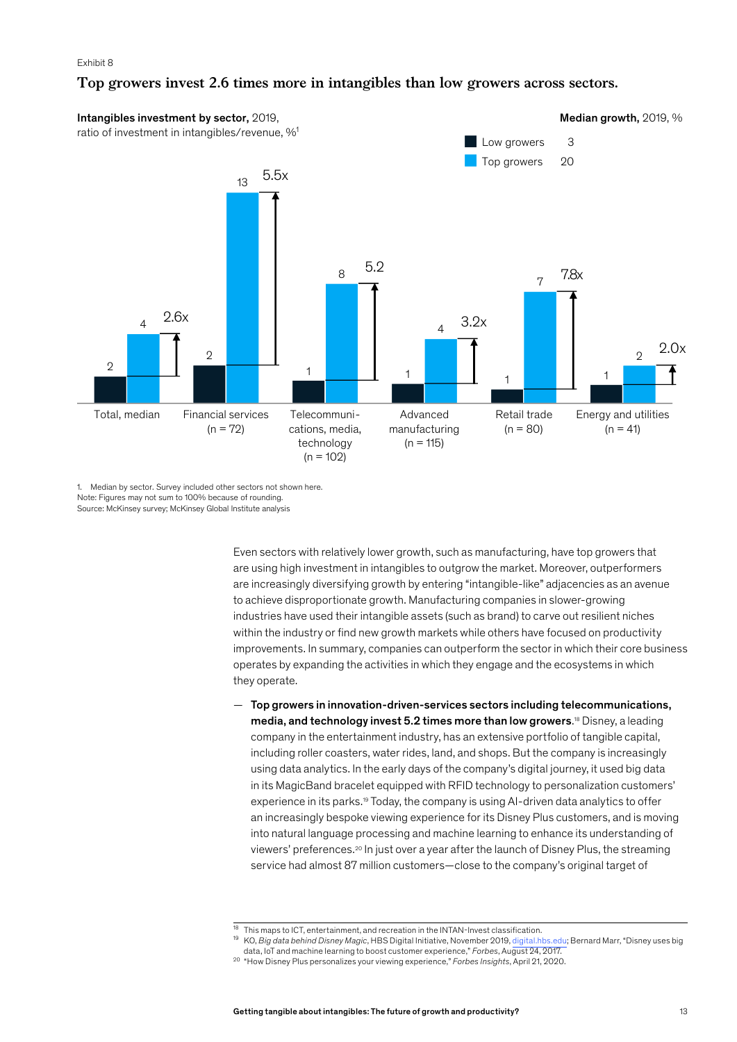Exhibit 8

## Top growers invest 2.6 times more in intangibles than low growers across sectors.

**Intangibles investment by sector,** 2019, ratio of investment in intangibles/revenue, %[1]

**Median growth,** 2019, %

| Sector | Low growers | Top growers | Multiple |
|---|---|---|---|
| Total, median | 2 | 4 | 2.6x |
| Financial services (n = 72) | 2 | 13 | 5.5x |
| Telecommunications, media, technology (n = 102) | 1 | 8 | 5.2 |
| Advanced manufacturing (n = 115) | 1 | 4 | 3.2x |
| Retail trade (n = 80) | 1 | 7 | 7.8x |
| Energy and utilities (n = 41) | 1 | 2 | 2.0x |

| | Median growth, 2019, % |
|---|---|
| Low growers | 3 |
| Top growers | 20 |

1. Median by sector. Survey included other sectors not shown here.
Note: Figures may not sum to 100% because of rounding.
Source: McKinsey survey; McKinsey Global Institute analysis

Even sectors with relatively lower growth, such as manufacturing, have top growers that are using high investment in intangibles to outgrow the market. Moreover, outperformers are increasingly diversifying growth by entering "intangible-like" adjacencies as an avenue to achieve disproportionate growth. Manufacturing companies in slower-growing industries have used their intangible assets (such as brand) to carve out resilient niches within the industry or find new growth markets while others have focused on productivity improvements. In summary, companies can outperform the sector in which their core business operates by expanding the activities in which they engage and the ecosystems in which they operate.

— **Top growers in innovation-driven-services sectors including telecommunications, media, and technology invest 5.2 times more than low growers**.[18] Disney, a leading company in the entertainment industry, has an extensive portfolio of tangible capital, including roller coasters, water rides, land, and shops. But the company is increasingly using data analytics. In the early days of the company's digital journey, it used big data in its MagicBand bracelet equipped with RFID technology to personalization customers' experience in its parks.[19] Today, the company is using AI-driven data analytics to offer an increasingly bespoke viewing experience for its Disney Plus customers, and is moving into natural language processing and machine learning to enhance its understanding of viewers' preferences.[20] In just over a year after the launch of Disney Plus, the streaming service had almost 87 million customers—close to the company's original target of

[18] This maps to ICT, entertainment, and recreation in the INTAN-Invest classification.
[19] KO, *Big data behind Disney Magic*, HBS Digital Initiative, November 2019, digital.hbs.edu; Bernard Marr, "Disney uses big data, IoT and machine learning to boost customer experience," *Forbes*, August 24, 2017.
[20] "How Disney Plus personalizes your viewing experience," *Forbes Insights*, April 21, 2020.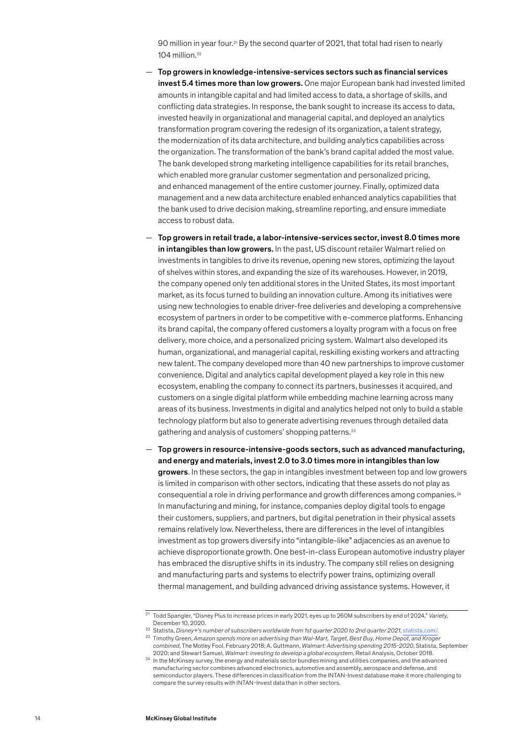90 million in year four.[21] By the second quarter of 2021, that total had risen to nearly 104 million.[22]

— **Top growers in knowledge-intensive-services sectors such as financial services invest 5.4 times more than low growers.** One major European bank had invested limited amounts in intangible capital and had limited access to data, a shortage of skills, and conflicting data strategies. In response, the bank sought to increase its access to data, invested heavily in organizational and managerial capital, and deployed an analytics transformation program covering the redesign of its organization, a talent strategy, the modernization of its data architecture, and building analytics capabilities across the organization. The transformation of the bank's brand capital added the most value. The bank developed strong marketing intelligence capabilities for its retail branches, which enabled more granular customer segmentation and personalized pricing, and enhanced management of the entire customer journey. Finally, optimized data management and a new data architecture enabled enhanced analytics capabilities that the bank used to drive decision making, streamline reporting, and ensure immediate access to robust data.

— **Top growers in retail trade, a labor-intensive-services sector, invest 8.0 times more in intangibles than low growers.** In the past, US discount retailer Walmart relied on investments in tangibles to drive its revenue, opening new stores, optimizing the layout of shelves within stores, and expanding the size of its warehouses. However, in 2019, the company opened only ten additional stores in the United States, its most important market, as its focus turned to building an innovation culture. Among its initiatives were using new technologies to enable driver-free deliveries and developing a comprehensive ecosystem of partners in order to be competitive with e-commerce platforms. Enhancing its brand capital, the company offered customers a loyalty program with a focus on free delivery, more choice, and a personalized pricing system. Walmart also developed its human, organizational, and managerial capital, reskilling existing workers and attracting new talent. The company developed more than 40 new partnerships to improve customer convenience. Digital and analytics capital development played a key role in this new ecosystem, enabling the company to connect its partners, businesses it acquired, and customers on a single digital platform while embedding machine learning across many areas of its business. Investments in digital and analytics helped not only to build a stable technology platform but also to generate advertising revenues through detailed data gathering and analysis of customers' shopping patterns.[23]

— **Top growers in resource-intensive-goods sectors, such as advanced manufacturing, and energy and materials, invest 2.0 to 3.0 times more in intangibles than low growers**. In these sectors, the gap in intangibles investment between top and low growers is limited in comparison with other sectors, indicating that these assets do not play as consequential a role in driving performance and growth differences among companies.[24] In manufacturing and mining, for instance, companies deploy digital tools to engage their customers, suppliers, and partners, but digital penetration in their physical assets remains relatively low. Nevertheless, there are differences in the level of intangibles investment as top growers diversify into "intangible-like" adjacencies as an avenue to achieve disproportionate growth. One best-in-class European automotive industry player has embraced the disruptive shifts in its industry. The company still relies on designing and manufacturing parts and systems to electrify power trains, optimizing overall thermal management, and building advanced driving assistance systems. However, it

---

[21] Todd Spangler, "Disney Plus to increase prices in early 2021, eyes up to 260M subscribers by end of 2024," *Variety*, December 10, 2020.

[22] Statista, *Disney+'s number of subscribers worldwide from 1st quarter 2020 to 2nd quarter 2021*, statista.com/.

[23] Timothy Green, *Amazon spends more on advertising than Wal-Mart, Target, Best Buy, Home Depot, and Kroger combined*, The Motley Fool, February 2018; A. Guttmann, *Walmart: Advertising spending 2015–2020*, Statista, September 2020; and Stewart Samuel, *Walmart: investing to develop a global ecosystem*, Retail Analysis, October 2018.

[24] In the McKinsey survey, the energy and materials sector bundles mining and utilities companies, and the advanced manufacturing sector combines advanced electronics, automotive and assembly, aerospace and defense, and semiconductor players. These differences in classification from the INTAN-Invest database make it more challenging to compare the survey results with INTAN-Invest data than in other sectors.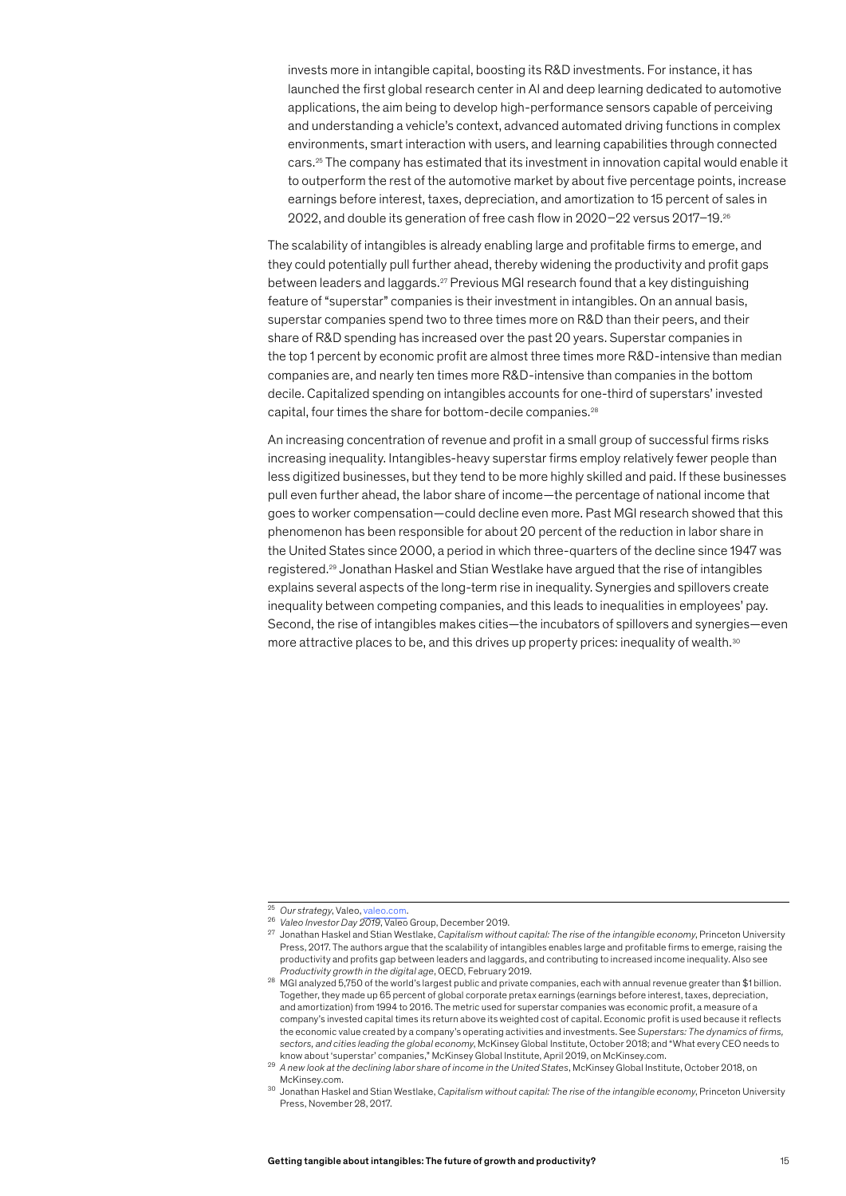invests more in intangible capital, boosting its R&D investments. For instance, it has launched the first global research center in AI and deep learning dedicated to automotive applications, the aim being to develop high-performance sensors capable of perceiving and understanding a vehicle's context, advanced automated driving functions in complex environments, smart interaction with users, and learning capabilities through connected cars.[25] The company has estimated that its investment in innovation capital would enable it to outperform the rest of the automotive market by about five percentage points, increase earnings before interest, taxes, depreciation, and amortization to 15 percent of sales in 2022, and double its generation of free cash flow in 2020–22 versus 2017–19.[26]

The scalability of intangibles is already enabling large and profitable firms to emerge, and they could potentially pull further ahead, thereby widening the productivity and profit gaps between leaders and laggards.[27] Previous MGI research found that a key distinguishing feature of "superstar" companies is their investment in intangibles. On an annual basis, superstar companies spend two to three times more on R&D than their peers, and their share of R&D spending has increased over the past 20 years. Superstar companies in the top 1 percent by economic profit are almost three times more R&D-intensive than median companies are, and nearly ten times more R&D-intensive than companies in the bottom decile. Capitalized spending on intangibles accounts for one-third of superstars' invested capital, four times the share for bottom-decile companies.[28]

An increasing concentration of revenue and profit in a small group of successful firms risks increasing inequality. Intangibles-heavy superstar firms employ relatively fewer people than less digitized businesses, but they tend to be more highly skilled and paid. If these businesses pull even further ahead, the labor share of income—the percentage of national income that goes to worker compensation—could decline even more. Past MGI research showed that this phenomenon has been responsible for about 20 percent of the reduction in labor share in the United States since 2000, a period in which three-quarters of the decline since 1947 was registered.[29] Jonathan Haskel and Stian Westlake have argued that the rise of intangibles explains several aspects of the long-term rise in inequality. Synergies and spillovers create inequality between competing companies, and this leads to inequalities in employees' pay. Second, the rise of intangibles makes cities—the incubators of spillovers and synergies—even more attractive places to be, and this drives up property prices: inequality of wealth.[30]

---

[25] *Our strategy*, Valeo, valeo.com.

[26] *Valeo Investor Day 2019*, Valeo Group, December 2019.

[27] Jonathan Haskel and Stian Westlake, *Capitalism without capital: The rise of the intangible economy*, Princeton University Press, 2017. The authors argue that the scalability of intangibles enables large and profitable firms to emerge, raising the productivity and profits gap between leaders and laggards, and contributing to increased income inequality. Also see *Productivity growth in the digital age*, OECD, February 2019.

[28] MGI analyzed 5,750 of the world's largest public and private companies, each with annual revenue greater than $1 billion. Together, they made up 65 percent of global corporate pretax earnings (earnings before interest, taxes, depreciation, and amortization) from 1994 to 2016. The metric used for superstar companies was economic profit, a measure of a company's invested capital times its return above its weighted cost of capital. Economic profit is used because it reflects the economic value created by a company's operating activities and investments. See *Superstars: The dynamics of firms, sectors, and cities leading the global economy*, McKinsey Global Institute, October 2018; and "What every CEO needs to know about 'superstar' companies," McKinsey Global Institute, April 2019, on McKinsey.com.

[29] *A new look at the declining labor share of income in the United States*, McKinsey Global Institute, October 2018, on McKinsey.com.

[30] Jonathan Haskel and Stian Westlake, *Capitalism without capital: The rise of the intangible economy*, Princeton University Press, November 28, 2017.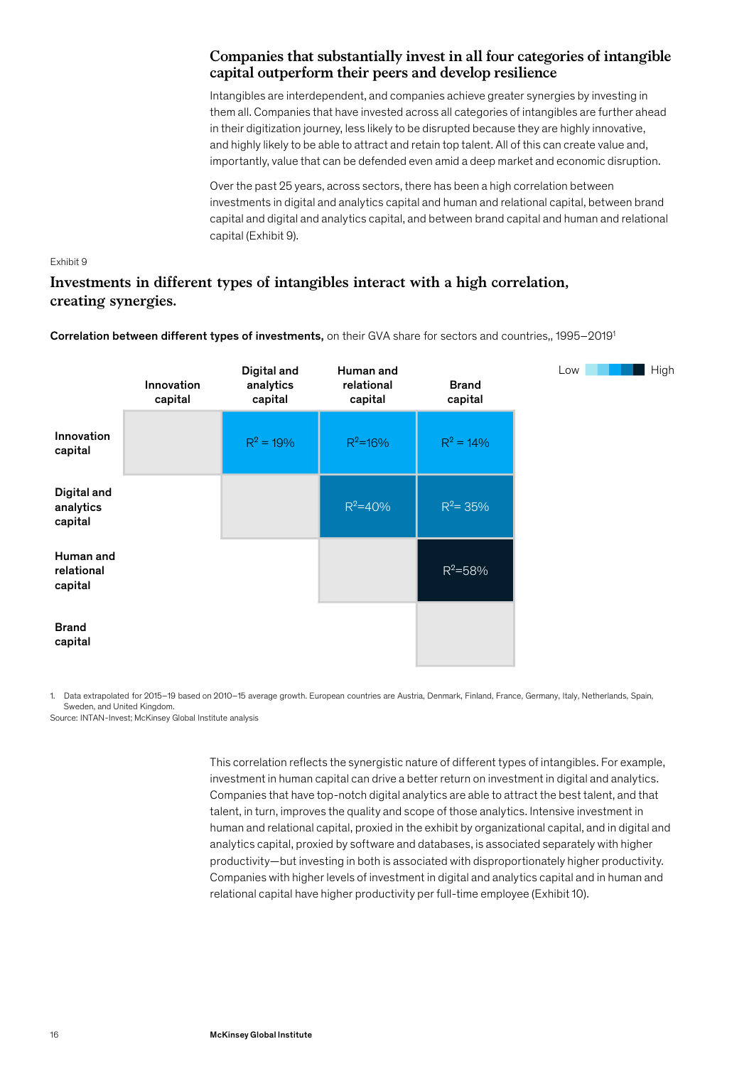## Companies that substantially invest in all four categories of intangible capital outperform their peers and develop resilience

Intangibles are interdependent, and companies achieve greater synergies by investing in them all. Companies that have invested across all categories of intangibles are further ahead in their digitization journey, less likely to be disrupted because they are highly innovative, and highly likely to be able to attract and retain top talent. All of this can create value and, importantly, value that can be defended even amid a deep market and economic disruption.

Over the past 25 years, across sectors, there has been a high correlation between investments in digital and analytics capital and human and relational capital, between brand capital and digital and analytics capital, and between brand capital and human and relational capital (Exhibit 9).

Exhibit 9

### Investments in different types of intangibles interact with a high correlation, creating synergies.

**Correlation between different types of investments,** on their GVA share for sectors and countries,, 1995–2019[1]

Low → High

| | Innovation capital | Digital and analytics capital | Human and relational capital | Brand capital |
|---|---|---|---|---|
| Innovation capital | | $R^2$ = 19% | $R^2$=16% | $R^2$ = 14% |
| Digital and analytics capital | | | $R^2$=40% | $R^2$= 35% |
| Human and relational capital | | | | $R^2$=58% |
| Brand capital | | | | |

1. Data extrapolated for 2015–19 based on 2010–15 average growth. European countries are Austria, Denmark, Finland, France, Germany, Italy, Netherlands, Spain, Sweden, and United Kingdom.

Source: INTAN-Invest; McKinsey Global Institute analysis

This correlation reflects the synergistic nature of different types of intangibles. For example, investment in human capital can drive a better return on investment in digital and analytics. Companies that have top-notch digital analytics are able to attract the best talent, and that talent, in turn, improves the quality and scope of those analytics. Intensive investment in human and relational capital, proxied in the exhibit by organizational capital, and in digital and analytics capital, proxied by software and databases, is associated separately with higher productivity—but investing in both is associated with disproportionately higher productivity. Companies with higher levels of investment in digital and analytics capital and in human and relational capital have higher productivity per full-time employee (Exhibit 10).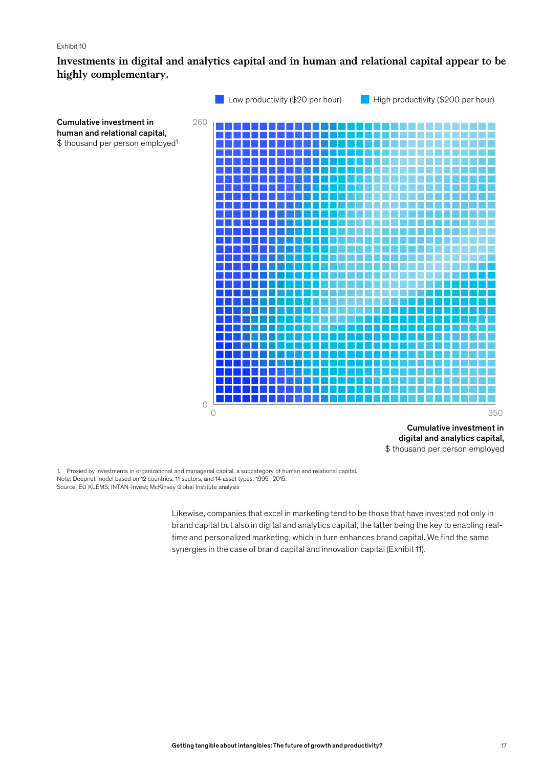Exhibit 10

**Investments in digital and analytics capital and in human and relational capital appear to be highly complementary.**

Low productivity ($20 per hour) High productivity ($200 per hour)

Cumulative investment in human and relational capital, $ thousand per person employed[1]

260

0

0

350

Cumulative investment in digital and analytics capital, $ thousand per person employed

1. Proxied by investments in organizational and managerial capital, a subcategory of human and relational capital.
Note: Deepnet model based on 12 countries, 11 sectors, and 14 asset types, 1995–2015.
Source: EU KLEMS; INTAN-Invest; McKinsey Global Institute analysis

Likewise, companies that excel in marketing tend to be those that have invested not only in brand capital but also in digital and analytics capital, the latter being the key to enabling real-time and personalized marketing, which in turn enhances brand capital. We find the same synergies in the case of brand capital and innovation capital (Exhibit 11).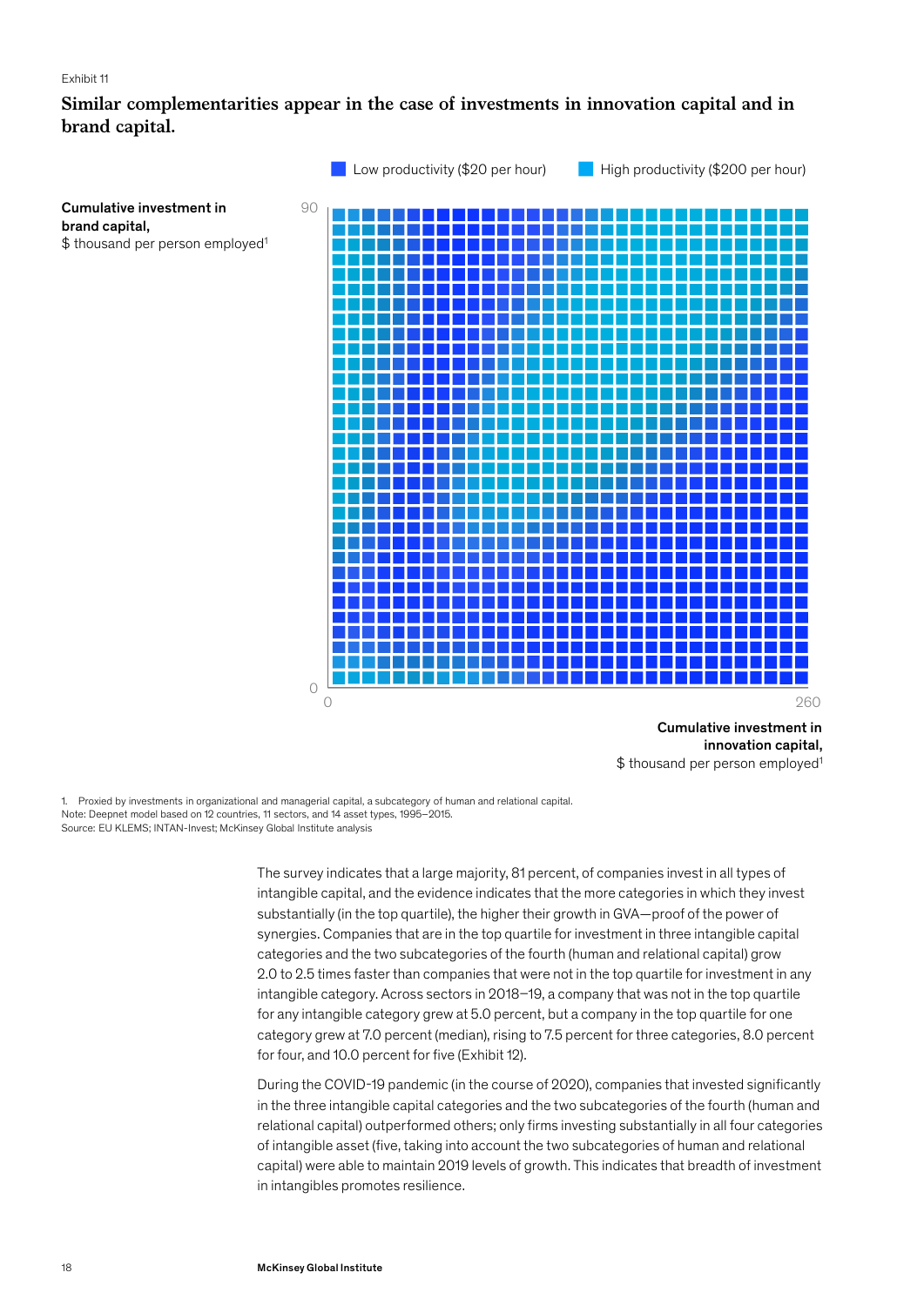Exhibit 11

## Similar complementarities appear in the case of investments in innovation capital and in brand capital.

Low productivity ($20 per hour) | High productivity ($200 per hour)

**Cumulative investment in brand capital,**
$ thousand per person employed[1]

90

0

0

260

**Cumulative investment in innovation capital,**
$ thousand per person employed[1]

1. Proxied by investments in organizational and managerial capital, a subcategory of human and relational capital.
Note: Deepnet model based on 12 countries, 11 sectors, and 14 asset types, 1995–2015.
Source: EU KLEMS; INTAN-Invest; McKinsey Global Institute analysis

The survey indicates that a large majority, 81 percent, of companies invest in all types of intangible capital, and the evidence indicates that the more categories in which they invest substantially (in the top quartile), the higher their growth in GVA—proof of the power of synergies. Companies that are in the top quartile for investment in three intangible capital categories and the two subcategories of the fourth (human and relational capital) grow 2.0 to 2.5 times faster than companies that were not in the top quartile for investment in any intangible category. Across sectors in 2018–19, a company that was not in the top quartile for any intangible category grew at 5.0 percent, but a company in the top quartile for one category grew at 7.0 percent (median), rising to 7.5 percent for three categories, 8.0 percent for four, and 10.0 percent for five (Exhibit 12).

During the COVID-19 pandemic (in the course of 2020), companies that invested significantly in the three intangible capital categories and the two subcategories of the fourth (human and relational capital) outperformed others; only firms investing substantially in all four categories of intangible asset (five, taking into account the two subcategories of human and relational capital) were able to maintain 2019 levels of growth. This indicates that breadth of investment in intangibles promotes resilience.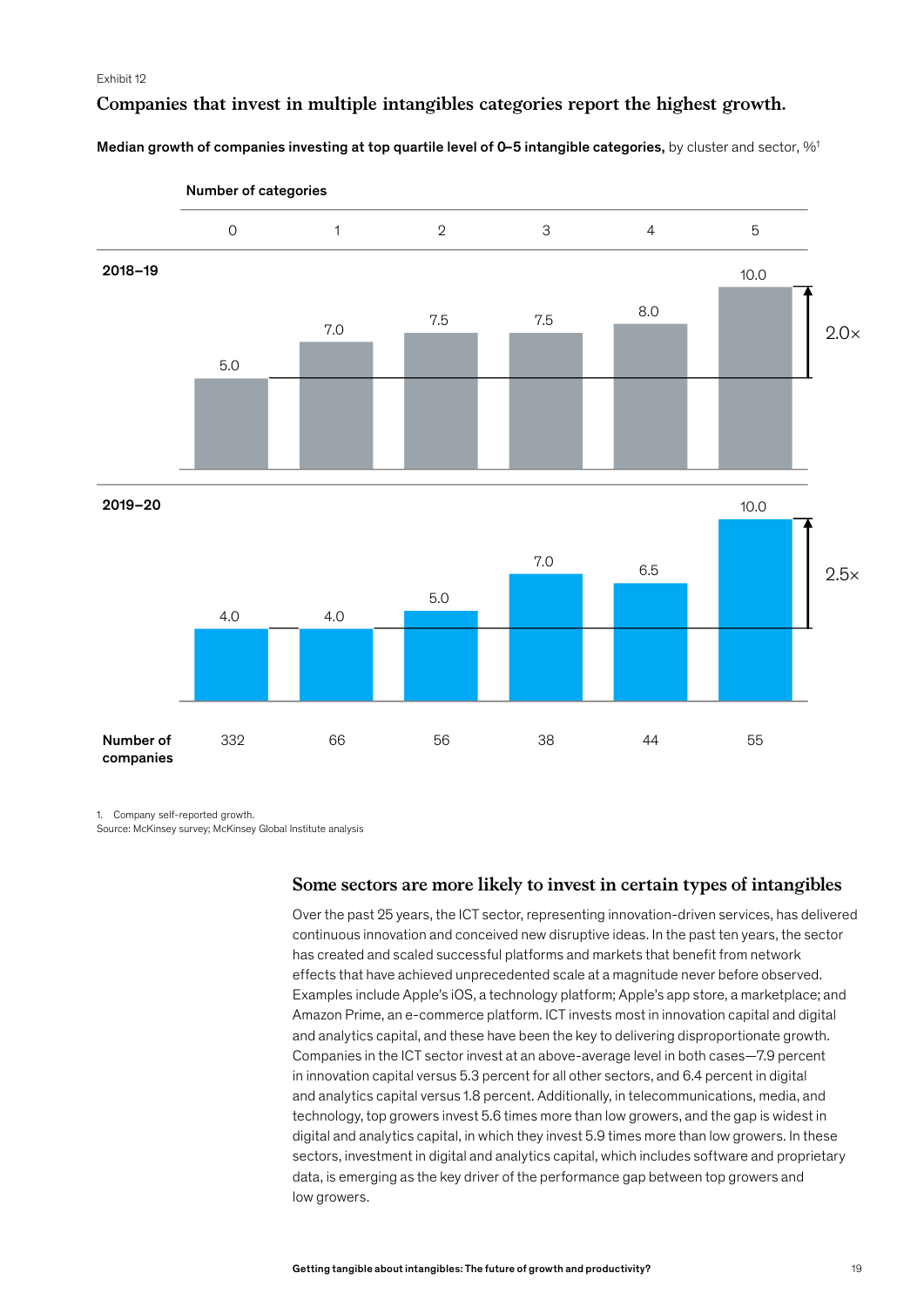Exhibit 12

## Companies that invest in multiple intangibles categories report the highest growth.

**Median growth of companies investing at top quartile level of 0–5 intangible categories,** by cluster and sector, %[1]

| Number of categories | 0 | 1 | 2 | 3 | 4 | 5 | |
|---|---|---|---|---|---|---|---|
| 2018–19 | 5.0 | 7.0 | 7.5 | 7.5 | 8.0 | 10.0 | 2.0× |
| 2019–20 | 4.0 | 4.0 | 5.0 | 7.0 | 6.5 | 10.0 | 2.5× |
| Number of companies | 332 | 66 | 56 | 38 | 44 | 55 | |

1. Company self-reported growth.
Source: McKinsey survey; McKinsey Global Institute analysis

## Some sectors are more likely to invest in certain types of intangibles

Over the past 25 years, the ICT sector, representing innovation-driven services, has delivered continuous innovation and conceived new disruptive ideas. In the past ten years, the sector has created and scaled successful platforms and markets that benefit from network effects that have achieved unprecedented scale at a magnitude never before observed. Examples include Apple's iOS, a technology platform; Apple's app store, a marketplace; and Amazon Prime, an e-commerce platform. ICT invests most in innovation capital and digital and analytics capital, and these have been the key to delivering disproportionate growth. Companies in the ICT sector invest at an above-average level in both cases—7.9 percent in innovation capital versus 5.3 percent for all other sectors, and 6.4 percent in digital and analytics capital versus 1.8 percent. Additionally, in telecommunications, media, and technology, top growers invest 5.6 times more than low growers, and the gap is widest in digital and analytics capital, in which they invest 5.9 times more than low growers. In these sectors, investment in digital and analytics capital, which includes software and proprietary data, is emerging as the key driver of the performance gap between top growers and low growers.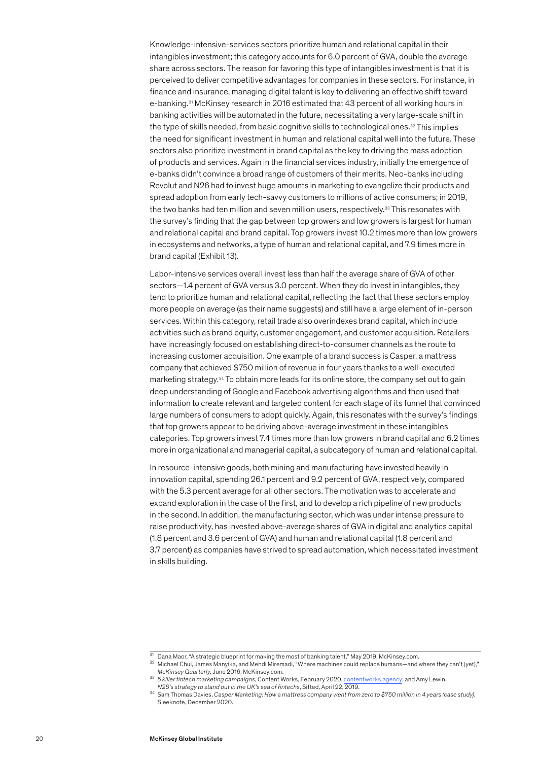Knowledge-intensive-services sectors prioritize human and relational capital in their intangibles investment; this category accounts for 6.0 percent of GVA, double the average share across sectors. The reason for favoring this type of intangibles investment is that it is perceived to deliver competitive advantages for companies in these sectors. For instance, in finance and insurance, managing digital talent is key to delivering an effective shift toward e-banking.[31] McKinsey research in 2016 estimated that 43 percent of all working hours in banking activities will be automated in the future, necessitating a very large-scale shift in the type of skills needed, from basic cognitive skills to technological ones.[32] This implies the need for significant investment in human and relational capital well into the future. These sectors also prioritize investment in brand capital as the key to driving the mass adoption of products and services. Again in the financial services industry, initially the emergence of e-banks didn't convince a broad range of customers of their merits. Neo-banks including Revolut and N26 had to invest huge amounts in marketing to evangelize their products and spread adoption from early tech-savvy customers to millions of active consumers; in 2019, the two banks had ten million and seven million users, respectively.[33] This resonates with the survey's finding that the gap between top growers and low growers is largest for human and relational capital and brand capital. Top growers invest 10.2 times more than low growers in ecosystems and networks, a type of human and relational capital, and 7.9 times more in brand capital (Exhibit 13).

Labor-intensive services overall invest less than half the average share of GVA of other sectors—1.4 percent of GVA versus 3.0 percent. When they do invest in intangibles, they tend to prioritize human and relational capital, reflecting the fact that these sectors employ more people on average (as their name suggests) and still have a large element of in-person services. Within this category, retail trade also overindexes brand capital, which include activities such as brand equity, customer engagement, and customer acquisition. Retailers have increasingly focused on establishing direct-to-consumer channels as the route to increasing customer acquisition. One example of a brand success is Casper, a mattress company that achieved $750 million of revenue in four years thanks to a well-executed marketing strategy.[34] To obtain more leads for its online store, the company set out to gain deep understanding of Google and Facebook advertising algorithms and then used that information to create relevant and targeted content for each stage of its funnel that convinced large numbers of consumers to adopt quickly. Again, this resonates with the survey's findings that top growers appear to be driving above-average investment in these intangibles categories. Top growers invest 7.4 times more than low growers in brand capital and 6.2 times more in organizational and managerial capital, a subcategory of human and relational capital.

In resource-intensive goods, both mining and manufacturing have invested heavily in innovation capital, spending 26.1 percent and 9.2 percent of GVA, respectively, compared with the 5.3 percent average for all other sectors. The motivation was to accelerate and expand exploration in the case of the first, and to develop a rich pipeline of new products in the second. In addition, the manufacturing sector, which was under intense pressure to raise productivity, has invested above-average shares of GVA in digital and analytics capital (1.8 percent and 3.6 percent of GVA) and human and relational capital (1.8 percent and 3.7 percent) as companies have strived to spread automation, which necessitated investment in skills building.

---

[31] Dana Maor, "A strategic blueprint for making the most of banking talent," May 2019, McKinsey.com.

[32] Michael Chui, James Manyika, and Mehdi Miremadi, "Where machines could replace humans—and where they can't (yet)," *McKinsey Quarterly*, June 2016, McKinsey.com.

[33] *5 killer fintech marketing campaigns*, Content Works, February 2020, contentworks.agency; and Amy Lewin, *N26's strategy to stand out in the UK's sea of fintechs*, Sifted, April 22, 2019.

[34] Sam Thomas Davies, *Casper Marketing: How a mattress company went from zero to $750 million in 4 years (case study)*, Sleeknote, December 2020.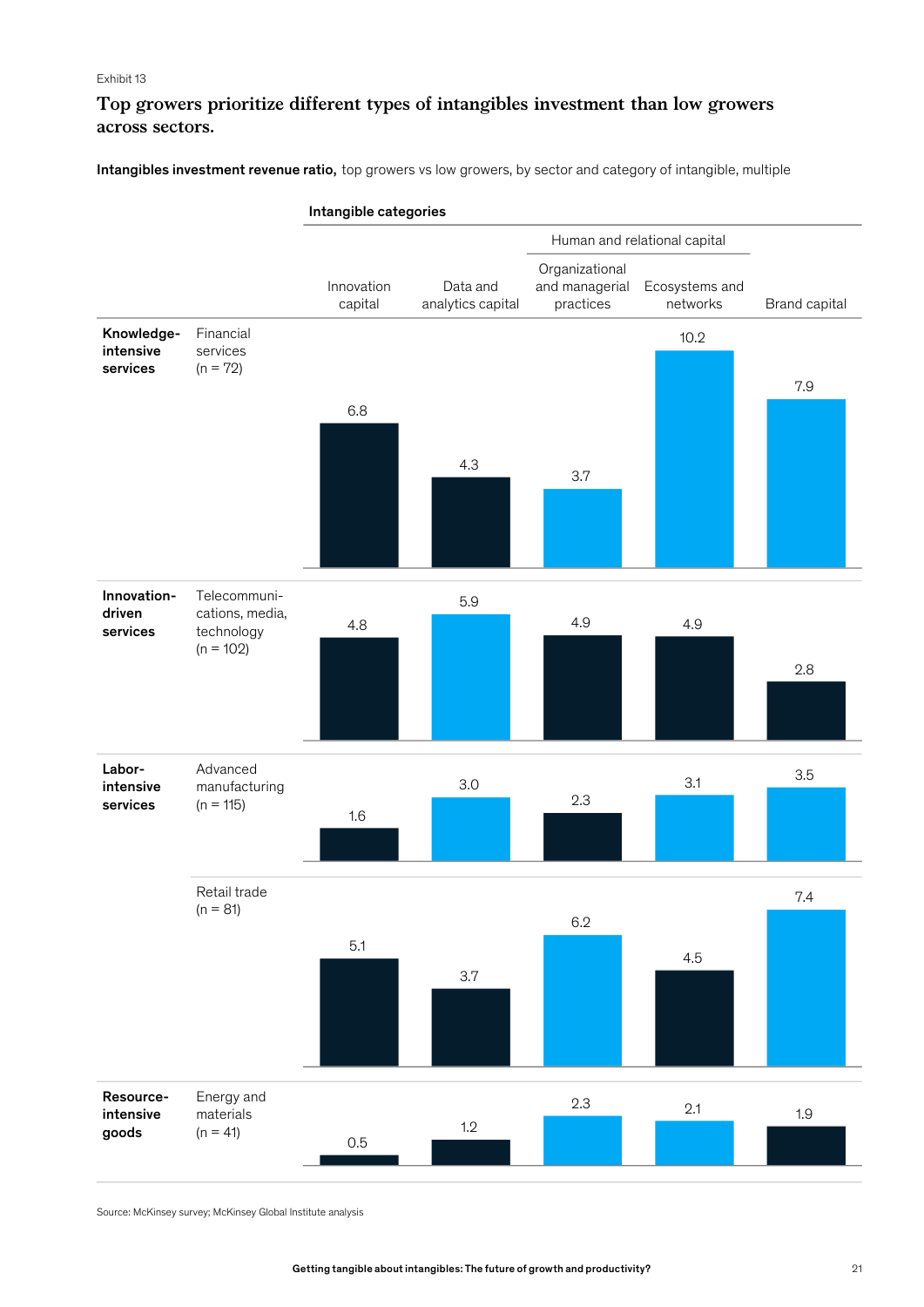Exhibit 13

## Top growers prioritize different types of intangibles investment than low growers across sectors.

**Intangibles investment revenue ratio,** top growers vs low growers, by sector and category of intangible, multiple

| | | Intangible categories | | | | |
|---|---|---|---|---|---|---|
| | | | | Human and relational capital | | |
| | | Innovation capital | Data and analytics capital | Organizational and managerial practices | Ecosystems and networks | Brand capital |
| **Knowledge-intensive services** | Financial services (n = 72) | 6.8 | 4.3 | 3.7 | 10.2 | 7.9 |
| **Innovation-driven services** | Telecommunications, media, technology (n = 102) | 4.8 | 5.9 | 4.9 | 4.9 | 2.8 |
| **Labor-intensive services** | Advanced manufacturing (n = 115) | 1.6 | 3.0 | 2.3 | 3.1 | 3.5 |
| | Retail trade (n = 81) | 5.1 | 3.7 | 6.2 | 4.5 | 7.4 |
| **Resource-intensive goods** | Energy and materials (n = 41) | 0.5 | 1.2 | 2.3 | 2.1 | 1.9 |

Source: McKinsey survey; McKinsey Global Institute analysis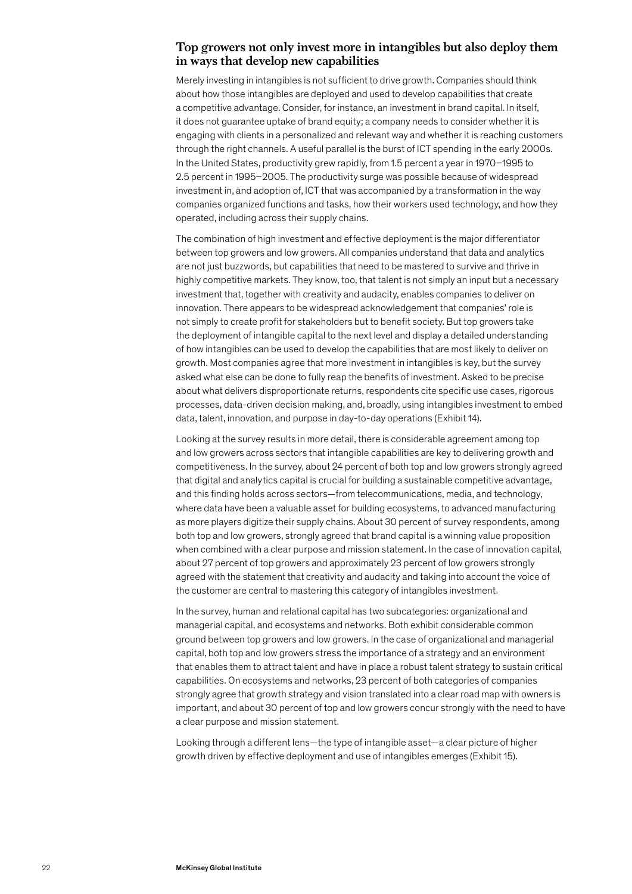## Top growers not only invest more in intangibles but also deploy them in ways that develop new capabilities

Merely investing in intangibles is not sufficient to drive growth. Companies should think about how those intangibles are deployed and used to develop capabilities that create a competitive advantage. Consider, for instance, an investment in brand capital. In itself, it does not guarantee uptake of brand equity; a company needs to consider whether it is engaging with clients in a personalized and relevant way and whether it is reaching customers through the right channels. A useful parallel is the burst of ICT spending in the early 2000s. In the United States, productivity grew rapidly, from 1.5 percent a year in 1970–1995 to 2.5 percent in 1995–2005. The productivity surge was possible because of widespread investment in, and adoption of, ICT that was accompanied by a transformation in the way companies organized functions and tasks, how their workers used technology, and how they operated, including across their supply chains.

The combination of high investment and effective deployment is the major differentiator between top growers and low growers. All companies understand that data and analytics are not just buzzwords, but capabilities that need to be mastered to survive and thrive in highly competitive markets. They know, too, that talent is not simply an input but a necessary investment that, together with creativity and audacity, enables companies to deliver on innovation. There appears to be widespread acknowledgement that companies' role is not simply to create profit for stakeholders but to benefit society. But top growers take the deployment of intangible capital to the next level and display a detailed understanding of how intangibles can be used to develop the capabilities that are most likely to deliver on growth. Most companies agree that more investment in intangibles is key, but the survey asked what else can be done to fully reap the benefits of investment. Asked to be precise about what delivers disproportionate returns, respondents cite specific use cases, rigorous processes, data-driven decision making, and, broadly, using intangibles investment to embed data, talent, innovation, and purpose in day-to-day operations (Exhibit 14).

Looking at the survey results in more detail, there is considerable agreement among top and low growers across sectors that intangible capabilities are key to delivering growth and competitiveness. In the survey, about 24 percent of both top and low growers strongly agreed that digital and analytics capital is crucial for building a sustainable competitive advantage, and this finding holds across sectors—from telecommunications, media, and technology, where data have been a valuable asset for building ecosystems, to advanced manufacturing as more players digitize their supply chains. About 30 percent of survey respondents, among both top and low growers, strongly agreed that brand capital is a winning value proposition when combined with a clear purpose and mission statement. In the case of innovation capital, about 27 percent of top growers and approximately 23 percent of low growers strongly agreed with the statement that creativity and audacity and taking into account the voice of the customer are central to mastering this category of intangibles investment.

In the survey, human and relational capital has two subcategories: organizational and managerial capital, and ecosystems and networks. Both exhibit considerable common ground between top growers and low growers. In the case of organizational and managerial capital, both top and low growers stress the importance of a strategy and an environment that enables them to attract talent and have in place a robust talent strategy to sustain critical capabilities. On ecosystems and networks, 23 percent of both categories of companies strongly agree that growth strategy and vision translated into a clear road map with owners is important, and about 30 percent of top and low growers concur strongly with the need to have a clear purpose and mission statement.

Looking through a different lens—the type of intangible asset—a clear picture of higher growth driven by effective deployment and use of intangibles emerges (Exhibit 15).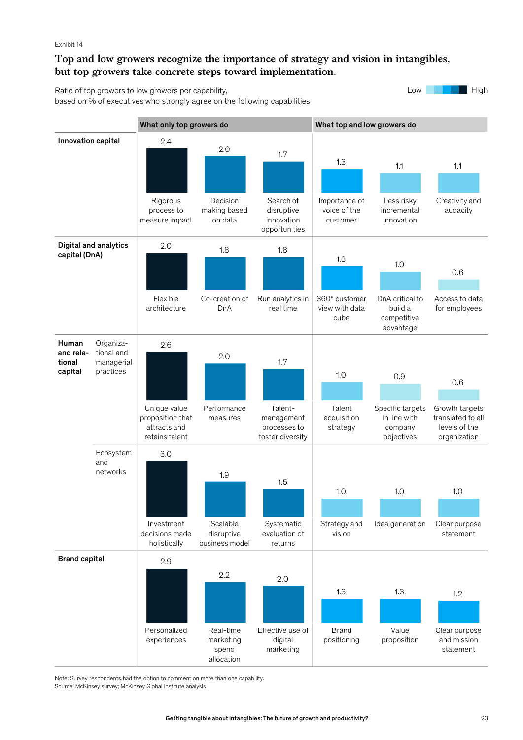Exhibit 14

## Top and low growers recognize the importance of strategy and vision in intangibles, but top growers take concrete steps toward implementation.

Ratio of top growers to low growers per capability, based on % of executives who strongly agree on the following capabilities

Low — High

| Capital | | What only top growers do | | | What top and low growers do | | |
|---|---|---|---|---|---|---|---|
| Innovation capital | | Rigorous process to measure impact: 2.4 | Decision making based on data: 2.0 | Search of disruptive innovation opportunities: 1.7 | Importance of voice of the customer: 1.3 | Less risky incremental innovation: 1.1 | Creativity and audacity: 1.1 |
| Digital and analytics capital (DnA) | | Flexible architecture: 2.0 | Co-creation of DnA: 1.8 | Run analytics in real time: 1.8 | 360° customer view with data cube: 1.3 | DnA critical to build a competitive advantage: 1.0 | Access to data for employees: 0.6 |
| Human and relational capital | Organizational and managerial practices | Unique value proposition that attracts and retains talent: 2.6 | Performance measures: 2.0 | Talent-management processes to foster diversity: 1.7 | Talent acquisition strategy: 1.0 | Specific targets in line with company objectives: 0.9 | Growth targets translated to all levels of the organization: 0.6 |
| | Ecosystem and networks | Investment decisions made holistically: 3.0 | Scalable disruptive business model: 1.9 | Systematic evaluation of returns: 1.5 | Strategy and vision: 1.0 | Idea generation: 1.0 | Clear purpose statement: 1.0 |
| Brand capital | | Personalized experiences: 2.9 | Real-time marketing spend allocation: 2.2 | Effective use of digital marketing: 2.0 | Brand positioning: 1.3 | Value proposition: 1.3 | Clear purpose and mission statement: 1.2 |

Note: Survey respondents had the option to comment on more than one capability.
Source: McKinsey survey; McKinsey Global Institute analysis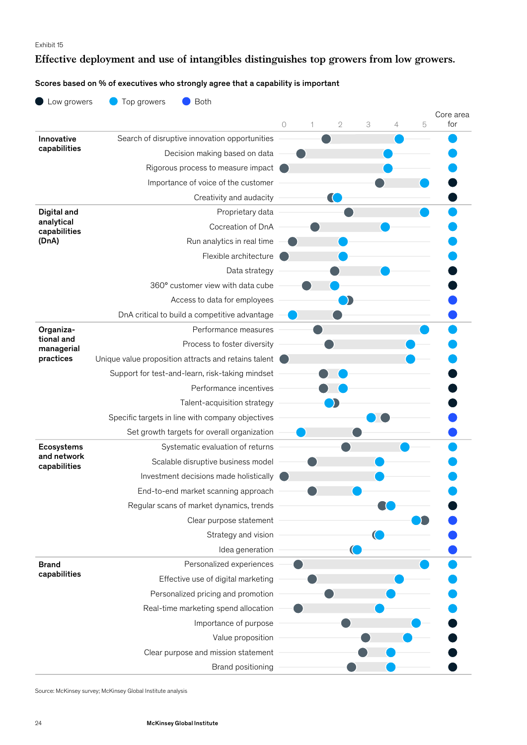Exhibit 15

## Effective deployment and use of intangibles distinguishes top growers from low growers.

**Scores based on % of executives who strongly agree that a capability is important**

● Low growers ● Top growers ● Both

| Category | Capability | Low growers | Top growers | Core area for |
|---|---|---|---|---|
| **Innovative capabilities** | Search of disruptive innovation opportunities | 1.5 | 4.1 | Top growers |
| | Decision making based on data | 0.6 | 3.7 | Top growers |
| | Rigorous process to measure impact | 0.0 | 3.7 | Top growers |
| | Importance of voice of the customer | 3.5 | 5.0 | Low growers |
| | Creativity and audacity | 1.7 | 1.9 | Low growers |
| **Digital and analytical capabilities (DnA)** | Proprietary data | 2.3 | 5.0 | Top growers |
| | Cocreation of DnA | 1.1 | 3.6 | Top growers |
| | Run analytics in real time | 0.3 | 2.1 | Top growers |
| | Flexible architecture | 0.0 | 2.1 | Top growers |
| | Data strategy | 1.8 | 3.6 | Low growers |
| | 360° customer view with data cube | 0.8 | 1.8 | Low growers |
| | Access to data for employees | 2.3 | 2.1 | Both |
| | DnA critical to build a competitive advantage | 1.9 | 0.3 | Both |
| **Organizational and managerial practices** | Performance measures | 1.2 | 5.0 | Top growers |
| | Process to foster diversity | 1.6 | 4.5 | Top growers |
| | Unique value proposition attracts and retains talent | 0.0 | 4.5 | Top growers |
| | Support for test-and-learn, risk-taking mindset | 1.4 | 2.1 | Low growers |
| | Performance incentives | 1.4 | 2.1 | Low growers |
| | Talent-acquisition strategy | 1.8 | 1.6 | Low growers |
| | Specific targets in line with company objectives | 3.6 | 3.1 | Both |
| | Set growth targets for overall organization | 2.6 | 0.6 | Both |
| **Ecosystems and network capabilities** | Systematic evaluation of returns | 2.2 | 4.3 | Top growers |
| | Scalable disruptive business model | 1.0 | 3.4 | Top growers |
| | Investment decisions made holistically | 0.0 | 3.4 | Top growers |
| | End-to-end market scanning approach | 1.0 | 2.6 | Top growers |
| | Regular scans of market dynamics, trends | 3.5 | 3.8 | Low growers |
| | Clear purpose statement | 5.0 | 4.7 | Both |
| | Strategy and vision | 3.3 | 3.4 | Both |
| | Idea generation | 2.5 | 2.6 | Both |
| **Brand capabilities** | Personalized experiences | 0.5 | 5.0 | Top growers |
| | Effective use of digital marketing | 1.0 | 4.1 | Top growers |
| | Personalized pricing and promotion | 1.6 | 3.8 | Top growers |
| | Real-time marketing spend allocation | 0.5 | 3.4 | Top growers |
| | Importance of purpose | 2.2 | 4.7 | Low growers |
| | Value proposition | 2.9 | 4.4 | Low growers |
| | Clear purpose and mission statement | 2.8 | 3.8 | Low growers |
| | Brand positioning | 2.4 | 3.8 | Low growers |

Source: McKinsey survey; McKinsey Global Institute analysis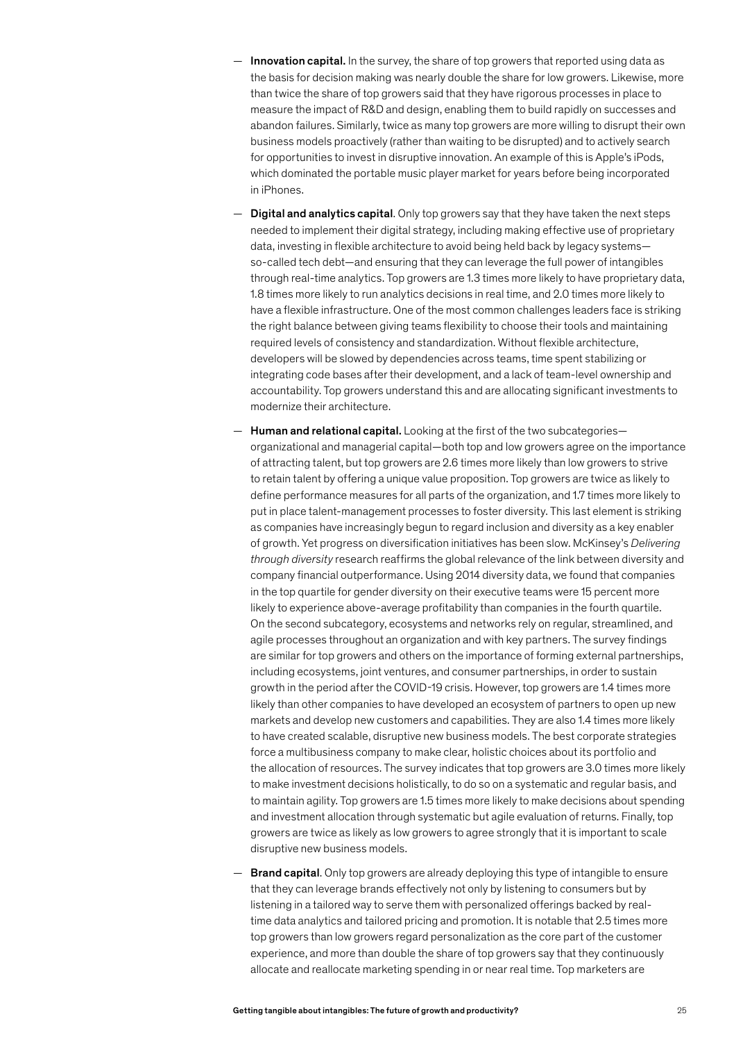- **Innovation capital.** In the survey, the share of top growers that reported using data as the basis for decision making was nearly double the share for low growers. Likewise, more than twice the share of top growers said that they have rigorous processes in place to measure the impact of R&D and design, enabling them to build rapidly on successes and abandon failures. Similarly, twice as many top growers are more willing to disrupt their own business models proactively (rather than waiting to be disrupted) and to actively search for opportunities to invest in disruptive innovation. An example of this is Apple's iPods, which dominated the portable music player market for years before being incorporated in iPhones.

- **Digital and analytics capital**. Only top growers say that they have taken the next steps needed to implement their digital strategy, including making effective use of proprietary data, investing in flexible architecture to avoid being held back by legacy systems—so-called tech debt—and ensuring that they can leverage the full power of intangibles through real-time analytics. Top growers are 1.3 times more likely to have proprietary data, 1.8 times more likely to run analytics decisions in real time, and 2.0 times more likely to have a flexible infrastructure. One of the most common challenges leaders face is striking the right balance between giving teams flexibility to choose their tools and maintaining required levels of consistency and standardization. Without flexible architecture, developers will be slowed by dependencies across teams, time spent stabilizing or integrating code bases after their development, and a lack of team-level ownership and accountability. Top growers understand this and are allocating significant investments to modernize their architecture.

- **Human and relational capital.** Looking at the first of the two subcategories—organizational and managerial capital—both top and low growers agree on the importance of attracting talent, but top growers are 2.6 times more likely than low growers to strive to retain talent by offering a unique value proposition. Top growers are twice as likely to define performance measures for all parts of the organization, and 1.7 times more likely to put in place talent-management processes to foster diversity. This last element is striking as companies have increasingly begun to regard inclusion and diversity as a key enabler of growth. Yet progress on diversification initiatives has been slow. McKinsey's *Delivering through diversity* research reaffirms the global relevance of the link between diversity and company financial outperformance. Using 2014 diversity data, we found that companies in the top quartile for gender diversity on their executive teams were 15 percent more likely to experience above-average profitability than companies in the fourth quartile. On the second subcategory, ecosystems and networks rely on regular, streamlined, and agile processes throughout an organization and with key partners. The survey findings are similar for top growers and others on the importance of forming external partnerships, including ecosystems, joint ventures, and consumer partnerships, in order to sustain growth in the period after the COVID-19 crisis. However, top growers are 1.4 times more likely than other companies to have developed an ecosystem of partners to open up new markets and develop new customers and capabilities. They are also 1.4 times more likely to have created scalable, disruptive new business models. The best corporate strategies force a multibusiness company to make clear, holistic choices about its portfolio and the allocation of resources. The survey indicates that top growers are 3.0 times more likely to make investment decisions holistically, to do so on a systematic and regular basis, and to maintain agility. Top growers are 1.5 times more likely to make decisions about spending and investment allocation through systematic but agile evaluation of returns. Finally, top growers are twice as likely as low growers to agree strongly that it is important to scale disruptive new business models.

- **Brand capital**. Only top growers are already deploying this type of intangible to ensure that they can leverage brands effectively not only by listening to consumers but by listening in a tailored way to serve them with personalized offerings backed by real-time data analytics and tailored pricing and promotion. It is notable that 2.5 times more top growers than low growers regard personalization as the core part of the customer experience, and more than double the share of top growers say that they continuously allocate and reallocate marketing spending in or near real time. Top marketers are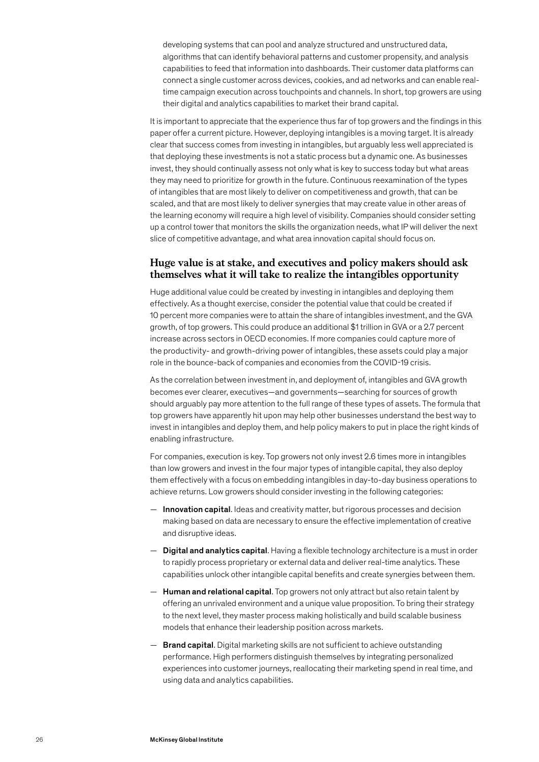developing systems that can pool and analyze structured and unstructured data, algorithms that can identify behavioral patterns and customer propensity, and analysis capabilities to feed that information into dashboards. Their customer data platforms can connect a single customer across devices, cookies, and ad networks and can enable real-time campaign execution across touchpoints and channels. In short, top growers are using their digital and analytics capabilities to market their brand capital.

It is important to appreciate that the experience thus far of top growers and the findings in this paper offer a current picture. However, deploying intangibles is a moving target. It is already clear that success comes from investing in intangibles, but arguably less well appreciated is that deploying these investments is not a static process but a dynamic one. As businesses invest, they should continually assess not only what is key to success today but what areas they may need to prioritize for growth in the future. Continuous reexamination of the types of intangibles that are most likely to deliver on competitiveness and growth, that can be scaled, and that are most likely to deliver synergies that may create value in other areas of the learning economy will require a high level of visibility. Companies should consider setting up a control tower that monitors the skills the organization needs, what IP will deliver the next slice of competitive advantage, and what area innovation capital should focus on.

## Huge value is at stake, and executives and policy makers should ask themselves what it will take to realize the intangibles opportunity

Huge additional value could be created by investing in intangibles and deploying them effectively. As a thought exercise, consider the potential value that could be created if 10 percent more companies were to attain the share of intangibles investment, and the GVA growth, of top growers. This could produce an additional $1 trillion in GVA or a 2.7 percent increase across sectors in OECD economies. If more companies could capture more of the productivity- and growth-driving power of intangibles, these assets could play a major role in the bounce-back of companies and economies from the COVID-19 crisis.

As the correlation between investment in, and deployment of, intangibles and GVA growth becomes ever clearer, executives—and governments—searching for sources of growth should arguably pay more attention to the full range of these types of assets. The formula that top growers have apparently hit upon may help other businesses understand the best way to invest in intangibles and deploy them, and help policy makers to put in place the right kinds of enabling infrastructure.

For companies, execution is key. Top growers not only invest 2.6 times more in intangibles than low growers and invest in the four major types of intangible capital, they also deploy them effectively with a focus on embedding intangibles in day-to-day business operations to achieve returns. Low growers should consider investing in the following categories:

— **Innovation capital**. Ideas and creativity matter, but rigorous processes and decision making based on data are necessary to ensure the effective implementation of creative and disruptive ideas.

— **Digital and analytics capital**. Having a flexible technology architecture is a must in order to rapidly process proprietary or external data and deliver real-time analytics. These capabilities unlock other intangible capital benefits and create synergies between them.

— **Human and relational capital**. Top growers not only attract but also retain talent by offering an unrivaled environment and a unique value proposition. To bring their strategy to the next level, they master process making holistically and build scalable business models that enhance their leadership position across markets.

— **Brand capital**. Digital marketing skills are not sufficient to achieve outstanding performance. High performers distinguish themselves by integrating personalized experiences into customer journeys, reallocating their marketing spend in real time, and using data and analytics capabilities.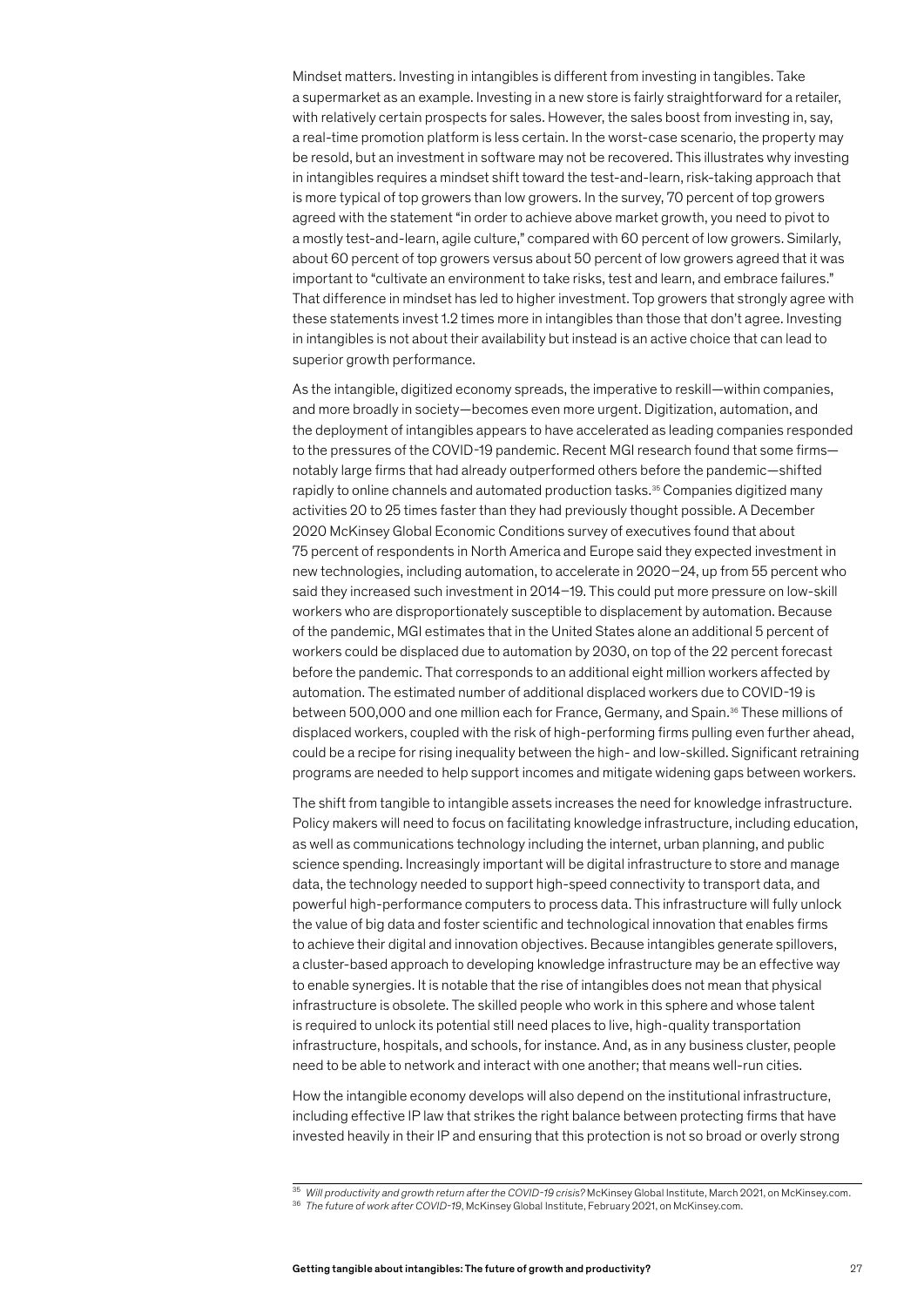Mindset matters. Investing in intangibles is different from investing in tangibles. Take a supermarket as an example. Investing in a new store is fairly straightforward for a retailer, with relatively certain prospects for sales. However, the sales boost from investing in, say, a real-time promotion platform is less certain. In the worst-case scenario, the property may be resold, but an investment in software may not be recovered. This illustrates why investing in intangibles requires a mindset shift toward the test-and-learn, risk-taking approach that is more typical of top growers than low growers. In the survey, 70 percent of top growers agreed with the statement "in order to achieve above market growth, you need to pivot to a mostly test-and-learn, agile culture," compared with 60 percent of low growers. Similarly, about 60 percent of top growers versus about 50 percent of low growers agreed that it was important to "cultivate an environment to take risks, test and learn, and embrace failures." That difference in mindset has led to higher investment. Top growers that strongly agree with these statements invest 1.2 times more in intangibles than those that don't agree. Investing in intangibles is not about their availability but instead is an active choice that can lead to superior growth performance.

As the intangible, digitized economy spreads, the imperative to reskill—within companies, and more broadly in society—becomes even more urgent. Digitization, automation, and the deployment of intangibles appears to have accelerated as leading companies responded to the pressures of the COVID-19 pandemic. Recent MGI research found that some firms—notably large firms that had already outperformed others before the pandemic—shifted rapidly to online channels and automated production tasks.[35] Companies digitized many activities 20 to 25 times faster than they had previously thought possible. A December 2020 McKinsey Global Economic Conditions survey of executives found that about 75 percent of respondents in North America and Europe said they expected investment in new technologies, including automation, to accelerate in 2020–24, up from 55 percent who said they increased such investment in 2014–19. This could put more pressure on low-skill workers who are disproportionately susceptible to displacement by automation. Because of the pandemic, MGI estimates that in the United States alone an additional 5 percent of workers could be displaced due to automation by 2030, on top of the 22 percent forecast before the pandemic. That corresponds to an additional eight million workers affected by automation. The estimated number of additional displaced workers due to COVID-19 is between 500,000 and one million each for France, Germany, and Spain.[36] These millions of displaced workers, coupled with the risk of high-performing firms pulling even further ahead, could be a recipe for rising inequality between the high- and low-skilled. Significant retraining programs are needed to help support incomes and mitigate widening gaps between workers.

The shift from tangible to intangible assets increases the need for knowledge infrastructure. Policy makers will need to focus on facilitating knowledge infrastructure, including education, as well as communications technology including the internet, urban planning, and public science spending. Increasingly important will be digital infrastructure to store and manage data, the technology needed to support high-speed connectivity to transport data, and powerful high-performance computers to process data. This infrastructure will fully unlock the value of big data and foster scientific and technological innovation that enables firms to achieve their digital and innovation objectives. Because intangibles generate spillovers, a cluster-based approach to developing knowledge infrastructure may be an effective way to enable synergies. It is notable that the rise of intangibles does not mean that physical infrastructure is obsolete. The skilled people who work in this sphere and whose talent is required to unlock its potential still need places to live, high-quality transportation infrastructure, hospitals, and schools, for instance. And, as in any business cluster, people need to be able to network and interact with one another; that means well-run cities.

How the intangible economy develops will also depend on the institutional infrastructure, including effective IP law that strikes the right balance between protecting firms that have invested heavily in their IP and ensuring that this protection is not so broad or overly strong

---

[35] *Will productivity and growth return after the COVID-19 crisis?* McKinsey Global Institute, March 2021, on McKinsey.com.

[36] *The future of work after COVID-19*, McKinsey Global Institute, February 2021, on McKinsey.com.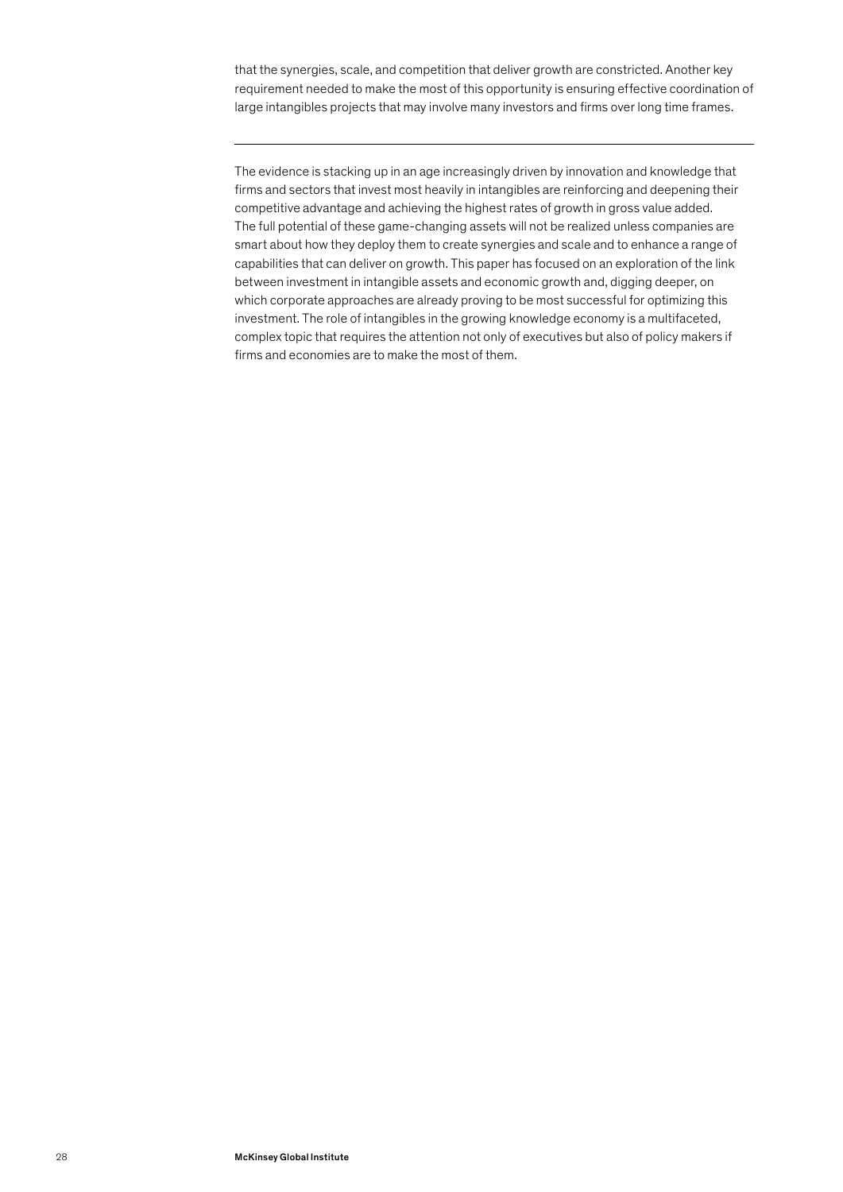that the synergies, scale, and competition that deliver growth are constricted. Another key requirement needed to make the most of this opportunity is ensuring effective coordination of large intangibles projects that may involve many investors and firms over long time frames.

---

The evidence is stacking up in an age increasingly driven by innovation and knowledge that firms and sectors that invest most heavily in intangibles are reinforcing and deepening their competitive advantage and achieving the highest rates of growth in gross value added. The full potential of these game-changing assets will not be realized unless companies are smart about how they deploy them to create synergies and scale and to enhance a range of capabilities that can deliver on growth. This paper has focused on an exploration of the link between investment in intangible assets and economic growth and, digging deeper, on which corporate approaches are already proving to be most successful for optimizing this investment. The role of intangibles in the growing knowledge economy is a multifaceted, complex topic that requires the attention not only of executives but also of policy makers if firms and economies are to make the most of them.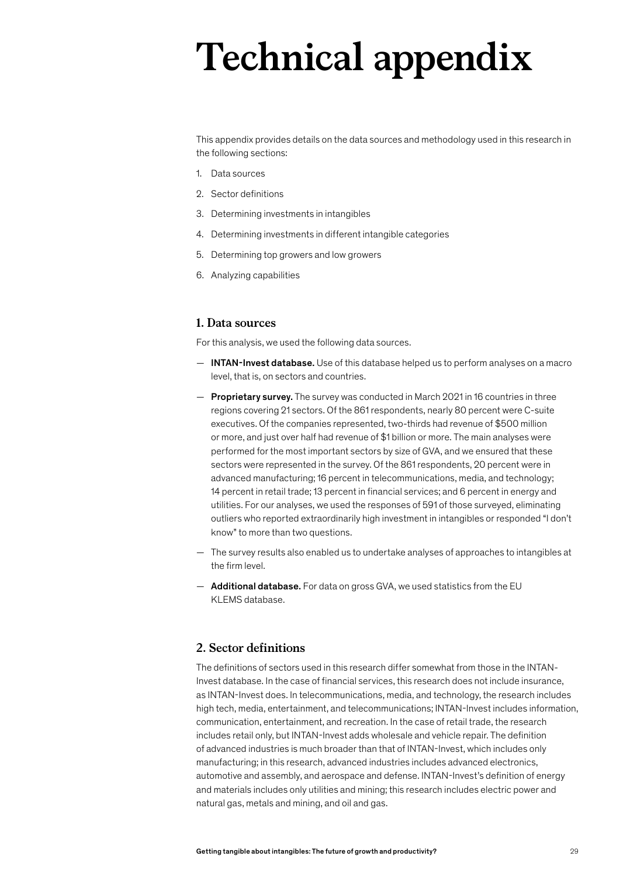# Technical appendix

This appendix provides details on the data sources and methodology used in this research in the following sections:

1. Data sources
2. Sector definitions
3. Determining investments in intangibles
4. Determining investments in different intangible categories
5. Determining top growers and low growers
6. Analyzing capabilities

## 1. Data sources

For this analysis, we used the following data sources.

- **INTAN-Invest database.** Use of this database helped us to perform analyses on a macro level, that is, on sectors and countries.
- **Proprietary survey.** The survey was conducted in March 2021 in 16 countries in three regions covering 21 sectors. Of the 861 respondents, nearly 80 percent were C-suite executives. Of the companies represented, two-thirds had revenue of \$500 million or more, and just over half had revenue of \$1 billion or more. The main analyses were performed for the most important sectors by size of GVA, and we ensured that these sectors were represented in the survey. Of the 861 respondents, 20 percent were in advanced manufacturing; 16 percent in telecommunications, media, and technology; 14 percent in retail trade; 13 percent in financial services; and 6 percent in energy and utilities. For our analyses, we used the responses of 591 of those surveyed, eliminating outliers who reported extraordinarily high investment in intangibles or responded "I don't know" to more than two questions.
- The survey results also enabled us to undertake analyses of approaches to intangibles at the firm level.
- **Additional database.** For data on gross GVA, we used statistics from the EU KLEMS database.

## 2. Sector definitions

The definitions of sectors used in this research differ somewhat from those in the INTAN-Invest database. In the case of financial services, this research does not include insurance, as INTAN-Invest does. In telecommunications, media, and technology, the research includes high tech, media, entertainment, and telecommunications; INTAN-Invest includes information, communication, entertainment, and recreation. In the case of retail trade, the research includes retail only, but INTAN-Invest adds wholesale and vehicle repair. The definition of advanced industries is much broader than that of INTAN-Invest, which includes only manufacturing; in this research, advanced industries includes advanced electronics, automotive and assembly, and aerospace and defense. INTAN-Invest's definition of energy and materials includes only utilities and mining; this research includes electric power and natural gas, metals and mining, and oil and gas.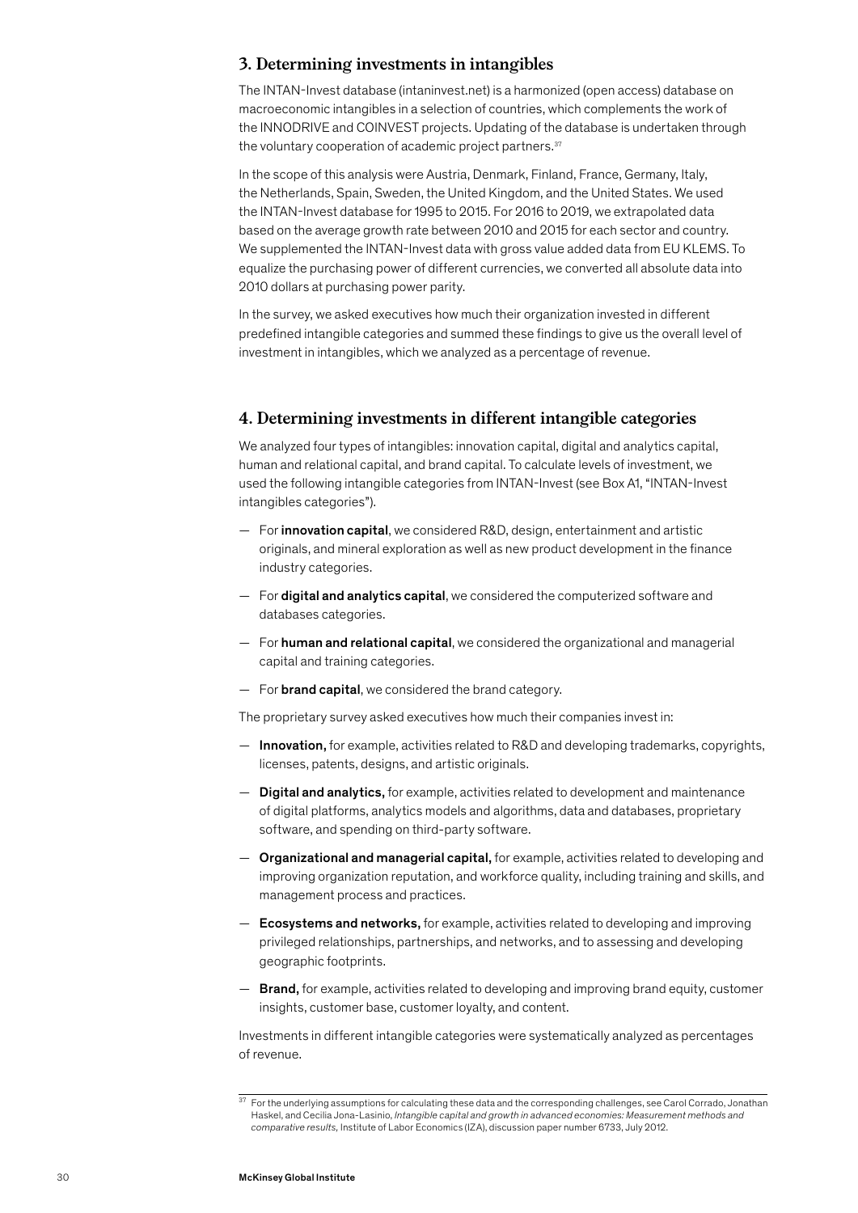## 3. Determining investments in intangibles

The INTAN-Invest database (intaninvest.net) is a harmonized (open access) database on macroeconomic intangibles in a selection of countries, which complements the work of the INNODRIVE and COINVEST projects. Updating of the database is undertaken through the voluntary cooperation of academic project partners.[37]

In the scope of this analysis were Austria, Denmark, Finland, France, Germany, Italy, the Netherlands, Spain, Sweden, the United Kingdom, and the United States. We used the INTAN-Invest database for 1995 to 2015. For 2016 to 2019, we extrapolated data based on the average growth rate between 2010 and 2015 for each sector and country. We supplemented the INTAN-Invest data with gross value added data from EU KLEMS. To equalize the purchasing power of different currencies, we converted all absolute data into 2010 dollars at purchasing power parity.

In the survey, we asked executives how much their organization invested in different predefined intangible categories and summed these findings to give us the overall level of investment in intangibles, which we analyzed as a percentage of revenue.

## 4. Determining investments in different intangible categories

We analyzed four types of intangibles: innovation capital, digital and analytics capital, human and relational capital, and brand capital. To calculate levels of investment, we used the following intangible categories from INTAN-Invest (see Box A1, "INTAN-Invest intangibles categories").

— For **innovation capital**, we considered R&D, design, entertainment and artistic originals, and mineral exploration as well as new product development in the finance industry categories.

— For **digital and analytics capital**, we considered the computerized software and databases categories.

— For **human and relational capital**, we considered the organizational and managerial capital and training categories.

— For **brand capital**, we considered the brand category.

The proprietary survey asked executives how much their companies invest in:

— **Innovation,** for example, activities related to R&D and developing trademarks, copyrights, licenses, patents, designs, and artistic originals.

— **Digital and analytics,** for example, activities related to development and maintenance of digital platforms, analytics models and algorithms, data and databases, proprietary software, and spending on third-party software.

— **Organizational and managerial capital,** for example, activities related to developing and improving organization reputation, and workforce quality, including training and skills, and management process and practices.

— **Ecosystems and networks,** for example, activities related to developing and improving privileged relationships, partnerships, and networks, and to assessing and developing geographic footprints.

— **Brand,** for example, activities related to developing and improving brand equity, customer insights, customer base, customer loyalty, and content.

Investments in different intangible categories were systematically analyzed as percentages of revenue.

---

[37] For the underlying assumptions for calculating these data and the corresponding challenges, see Carol Corrado, Jonathan Haskel, and Cecilia Jona-Lasinio, *Intangible capital and growth in advanced economies: Measurement methods and comparative results*, Institute of Labor Economics (IZA), discussion paper number 6733, July 2012.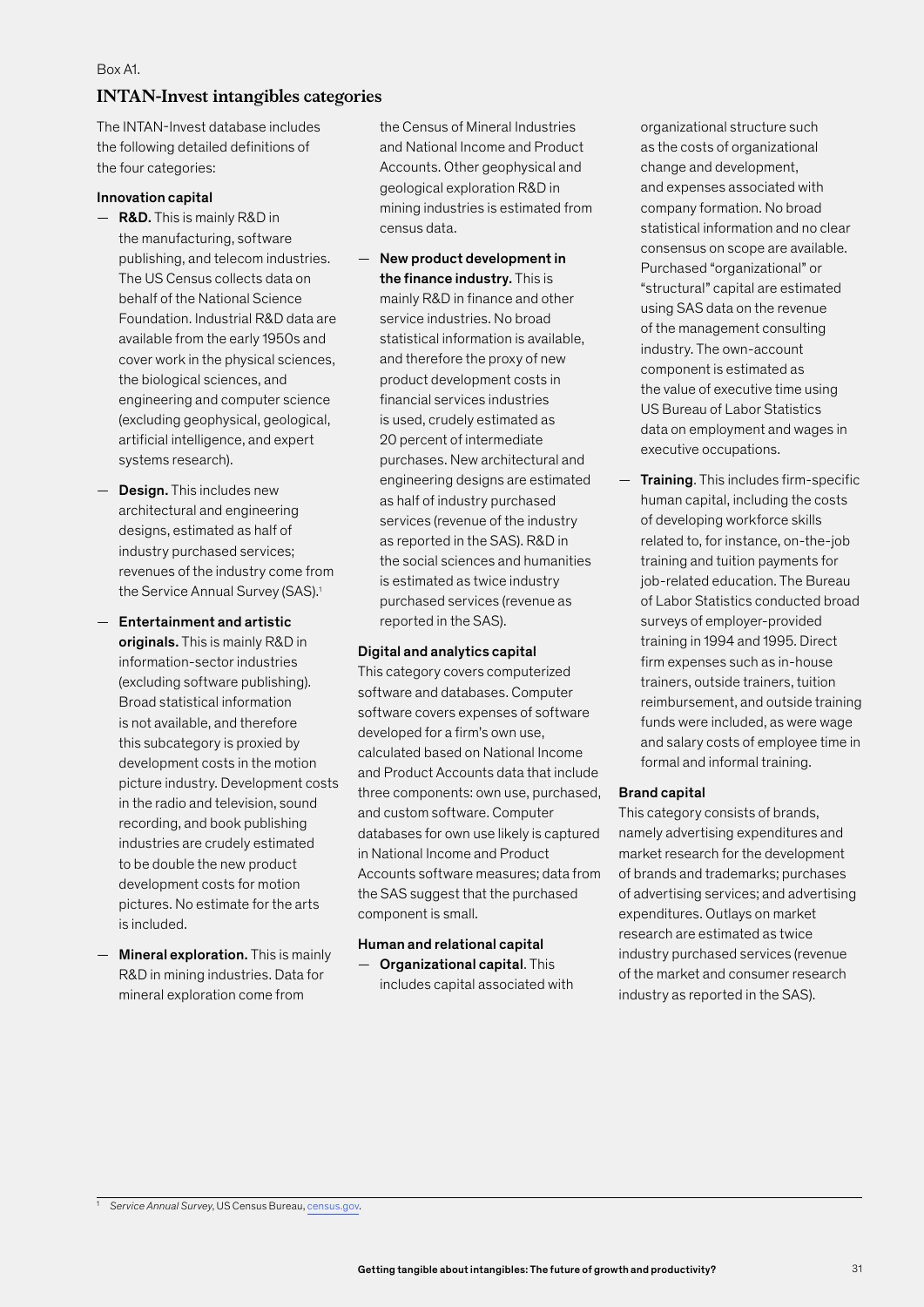Box A1.

## INTAN-Invest intangibles categories

The INTAN-Invest database includes the following detailed definitions of the four categories:

**Innovation capital**

- **R&D.** This is mainly R&D in the manufacturing, software publishing, and telecom industries. The US Census collects data on behalf of the National Science Foundation. Industrial R&D data are available from the early 1950s and cover work in the physical sciences, the biological sciences, and engineering and computer science (excluding geophysical, geological, artificial intelligence, and expert systems research).
- **Design.** This includes new architectural and engineering designs, estimated as half of industry purchased services; revenues of the industry come from the Service Annual Survey (SAS).[1]
- **Entertainment and artistic originals.** This is mainly R&D in information-sector industries (excluding software publishing). Broad statistical information is not available, and therefore this subcategory is proxied by development costs in the motion picture industry. Development costs in the radio and television, sound recording, and book publishing industries are crudely estimated to be double the new product development costs for motion pictures. No estimate for the arts is included.
- **Mineral exploration.** This is mainly R&D in mining industries. Data for mineral exploration come from the Census of Mineral Industries and National Income and Product Accounts. Other geophysical and geological exploration R&D in mining industries is estimated from census data.
- **New product development in the finance industry.** This is mainly R&D in finance and other service industries. No broad statistical information is available, and therefore the proxy of new product development costs in financial services industries is used, crudely estimated as 20 percent of intermediate purchases. New architectural and engineering designs are estimated as half of industry purchased services (revenue of the industry as reported in the SAS). R&D in the social sciences and humanities is estimated as twice industry purchased services (revenue as reported in the SAS).

**Digital and analytics capital**

This category covers computerized software and databases. Computer software covers expenses of software developed for a firm's own use, calculated based on National Income and Product Accounts data that include three components: own use, purchased, and custom software. Computer databases for own use likely is captured in National Income and Product Accounts software measures; data from the SAS suggest that the purchased component is small.

**Human and relational capital**

- **Organizational capital**. This includes capital associated with organizational structure such as the costs of organizational change and development, and expenses associated with company formation. No broad statistical information and no clear consensus on scope are available. Purchased "organizational" or "structural" capital are estimated using SAS data on the revenue of the management consulting industry. The own-account component is estimated as the value of executive time using US Bureau of Labor Statistics data on employment and wages in executive occupations.
- **Training**. This includes firm-specific human capital, including the costs of developing workforce skills related to, for instance, on-the-job training and tuition payments for job-related education. The Bureau of Labor Statistics conducted broad surveys of employer-provided training in 1994 and 1995. Direct firm expenses such as in-house trainers, outside trainers, tuition reimbursement, and outside training funds were included, as were wage and salary costs of employee time in formal and informal training.

**Brand capital**

This category consists of brands, namely advertising expenditures and market research for the development of brands and trademarks; purchases of advertising services; and advertising expenditures. Outlays on market research are estimated as twice industry purchased services (revenue of the market and consumer research industry as reported in the SAS).

[1] *Service Annual Survey*, US Census Bureau, census.gov.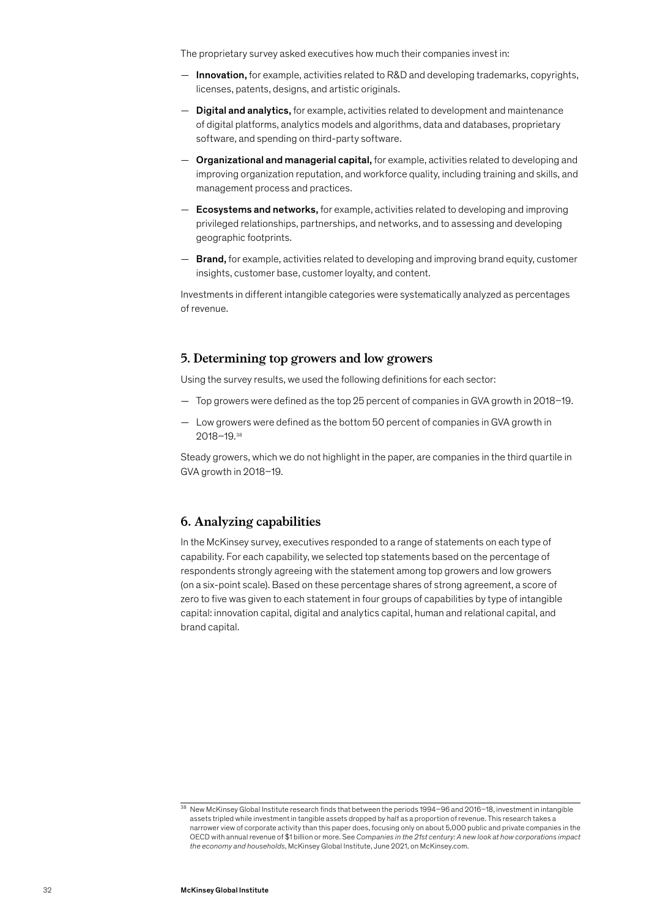The proprietary survey asked executives how much their companies invest in:

— **Innovation,** for example, activities related to R&D and developing trademarks, copyrights, licenses, patents, designs, and artistic originals.

— **Digital and analytics,** for example, activities related to development and maintenance of digital platforms, analytics models and algorithms, data and databases, proprietary software, and spending on third-party software.

— **Organizational and managerial capital,** for example, activities related to developing and improving organization reputation, and workforce quality, including training and skills, and management process and practices.

— **Ecosystems and networks,** for example, activities related to developing and improving privileged relationships, partnerships, and networks, and to assessing and developing geographic footprints.

— **Brand,** for example, activities related to developing and improving brand equity, customer insights, customer base, customer loyalty, and content.

Investments in different intangible categories were systematically analyzed as percentages of revenue.

## 5. Determining top growers and low growers

Using the survey results, we used the following definitions for each sector:

— Top growers were defined as the top 25 percent of companies in GVA growth in 2018–19.

— Low growers were defined as the bottom 50 percent of companies in GVA growth in 2018–19.[38]

Steady growers, which we do not highlight in the paper, are companies in the third quartile in GVA growth in 2018–19.

## 6. Analyzing capabilities

In the McKinsey survey, executives responded to a range of statements on each type of capability. For each capability, we selected top statements based on the percentage of respondents strongly agreeing with the statement among top growers and low growers (on a six-point scale). Based on these percentage shares of strong agreement, a score of zero to five was given to each statement in four groups of capabilities by type of intangible capital: innovation capital, digital and analytics capital, human and relational capital, and brand capital.

[38] New McKinsey Global Institute research finds that between the periods 1994–96 and 2016–18, investment in intangible assets tripled while investment in tangible assets dropped by half as a proportion of revenue. This research takes a narrower view of corporate activity than this paper does, focusing only on about 5,000 public and private companies in the OECD with annual revenue of $1 billion or more. See *Companies in the 21st century: A new look at how corporations impact the economy and households*, McKinsey Global Institute, June 2021, on McKinsey.com.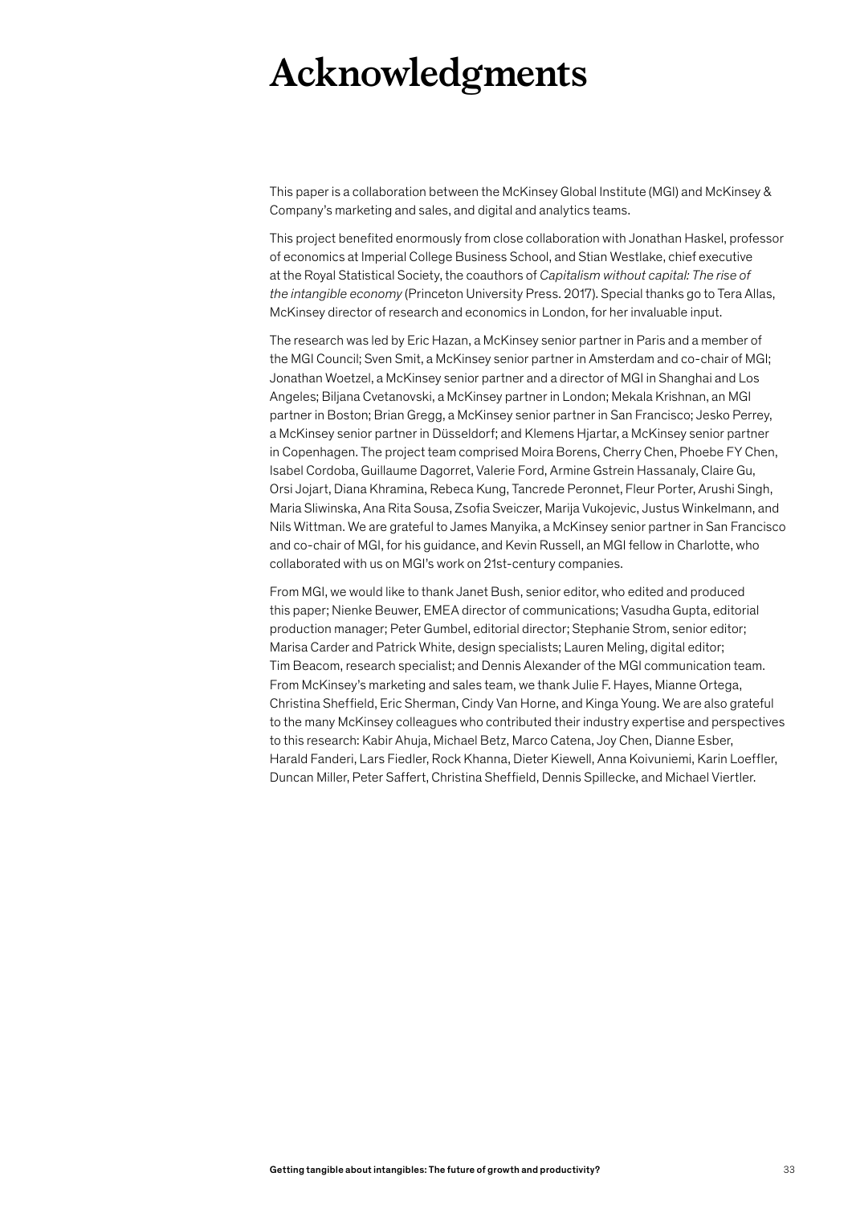# Acknowledgments

This paper is a collaboration between the McKinsey Global Institute (MGI) and McKinsey & Company's marketing and sales, and digital and analytics teams.

This project benefited enormously from close collaboration with Jonathan Haskel, professor of economics at Imperial College Business School, and Stian Westlake, chief executive at the Royal Statistical Society, the coauthors of *Capitalism without capital: The rise of the intangible economy* (Princeton University Press. 2017). Special thanks go to Tera Allas, McKinsey director of research and economics in London, for her invaluable input.

The research was led by Eric Hazan, a McKinsey senior partner in Paris and a member of the MGI Council; Sven Smit, a McKinsey senior partner in Amsterdam and co-chair of MGI; Jonathan Woetzel, a McKinsey senior partner and a director of MGI in Shanghai and Los Angeles; Biljana Cvetanovski, a McKinsey partner in London; Mekala Krishnan, an MGI partner in Boston; Brian Gregg, a McKinsey senior partner in San Francisco; Jesko Perrey, a McKinsey senior partner in Düsseldorf; and Klemens Hjartar, a McKinsey senior partner in Copenhagen. The project team comprised Moira Borens, Cherry Chen, Phoebe FY Chen, Isabel Cordoba, Guillaume Dagorret, Valerie Ford, Armine Gstrein Hassanaly, Claire Gu, Orsi Jojart, Diana Khramina, Rebeca Kung, Tancrede Peronnet, Fleur Porter, Arushi Singh, Maria Sliwinska, Ana Rita Sousa, Zsofia Sveiczer, Marija Vukojevic, Justus Winkelmann, and Nils Wittman. We are grateful to James Manyika, a McKinsey senior partner in San Francisco and co-chair of MGI, for his guidance, and Kevin Russell, an MGI fellow in Charlotte, who collaborated with us on MGI's work on 21st-century companies.

From MGI, we would like to thank Janet Bush, senior editor, who edited and produced this paper; Nienke Beuwer, EMEA director of communications; Vasudha Gupta, editorial production manager; Peter Gumbel, editorial director; Stephanie Strom, senior editor; Marisa Carder and Patrick White, design specialists; Lauren Meling, digital editor; Tim Beacom, research specialist; and Dennis Alexander of the MGI communication team. From McKinsey's marketing and sales team, we thank Julie F. Hayes, Mianne Ortega, Christina Sheffield, Eric Sherman, Cindy Van Horne, and Kinga Young. We are also grateful to the many McKinsey colleagues who contributed their industry expertise and perspectives to this research: Kabir Ahuja, Michael Betz, Marco Catena, Joy Chen, Dianne Esber, Harald Fanderi, Lars Fiedler, Rock Khanna, Dieter Kiewell, Anna Koivuniemi, Karin Loeffler, Duncan Miller, Peter Saffert, Christina Sheffield, Dennis Spillecke, and Michael Viertler.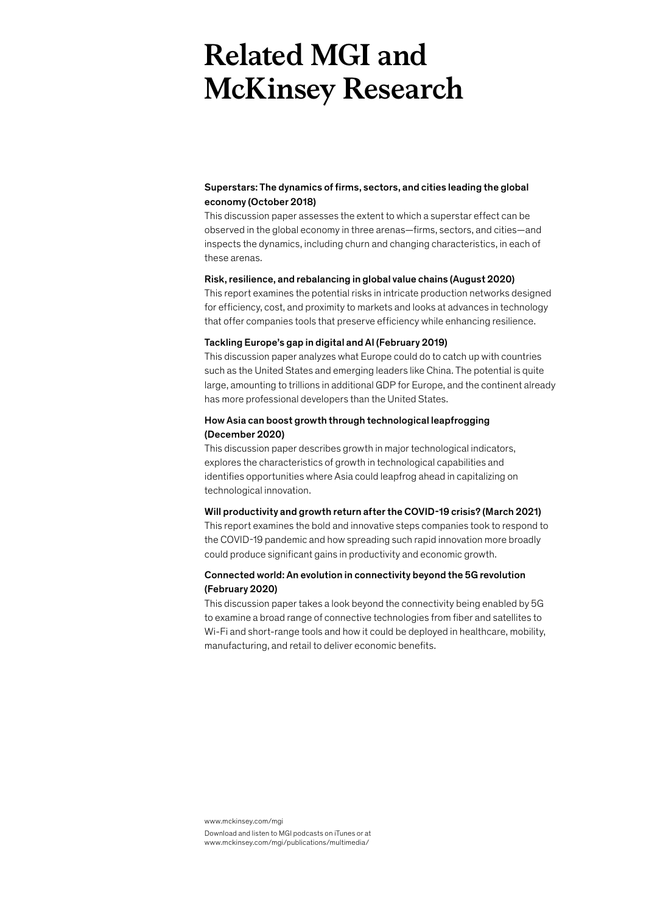# Related MGI and McKinsey Research

**Superstars: The dynamics of firms, sectors, and cities leading the global economy (October 2018)**
This discussion paper assesses the extent to which a superstar effect can be observed in the global economy in three arenas—firms, sectors, and cities—and inspects the dynamics, including churn and changing characteristics, in each of these arenas.

**Risk, resilience, and rebalancing in global value chains (August 2020)**
This report examines the potential risks in intricate production networks designed for efficiency, cost, and proximity to markets and looks at advances in technology that offer companies tools that preserve efficiency while enhancing resilience.

**Tackling Europe's gap in digital and AI (February 2019)**
This discussion paper analyzes what Europe could do to catch up with countries such as the United States and emerging leaders like China. The potential is quite large, amounting to trillions in additional GDP for Europe, and the continent already has more professional developers than the United States.

**How Asia can boost growth through technological leapfrogging (December 2020)**
This discussion paper describes growth in major technological indicators, explores the characteristics of growth in technological capabilities and identifies opportunities where Asia could leapfrog ahead in capitalizing on technological innovation.

**Will productivity and growth return after the COVID-19 crisis? (March 2021)**
This report examines the bold and innovative steps companies took to respond to the COVID-19 pandemic and how spreading such rapid innovation more broadly could produce significant gains in productivity and economic growth.

**Connected world: An evolution in connectivity beyond the 5G revolution (February 2020)**
This discussion paper takes a look beyond the connectivity being enabled by 5G to examine a broad range of connective technologies from fiber and satellites to Wi-Fi and short-range tools and how it could be deployed in healthcare, mobility, manufacturing, and retail to deliver economic benefits.

www.mckinsey.com/mgi

Download and listen to MGI podcasts on iTunes or at www.mckinsey.com/mgi/publications/multimedia/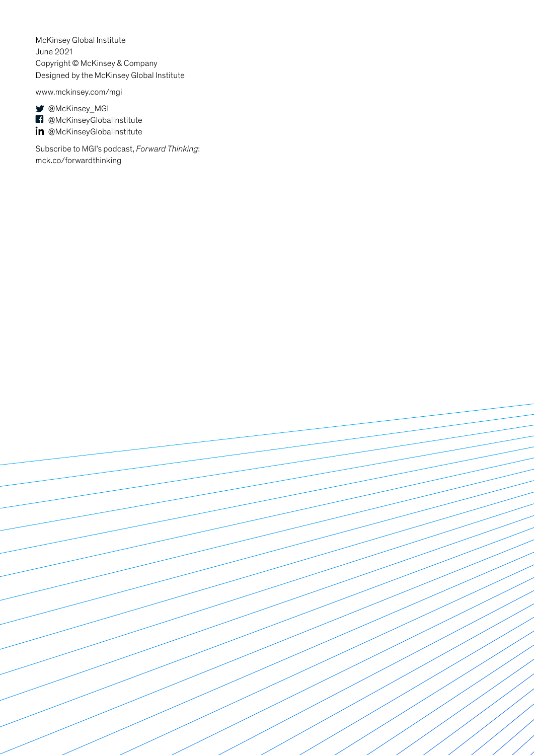McKinsey Global Institute
June 2021
Copyright © McKinsey & Company
Designed by the McKinsey Global Institute

www.mckinsey.com/mgi

@McKinsey_MGI
@McKinseyGlobalInstitute
@McKinseyGlobalInstitute

Subscribe to MGI's podcast, *Forward Thinking*:
mck.co/forwardthinking